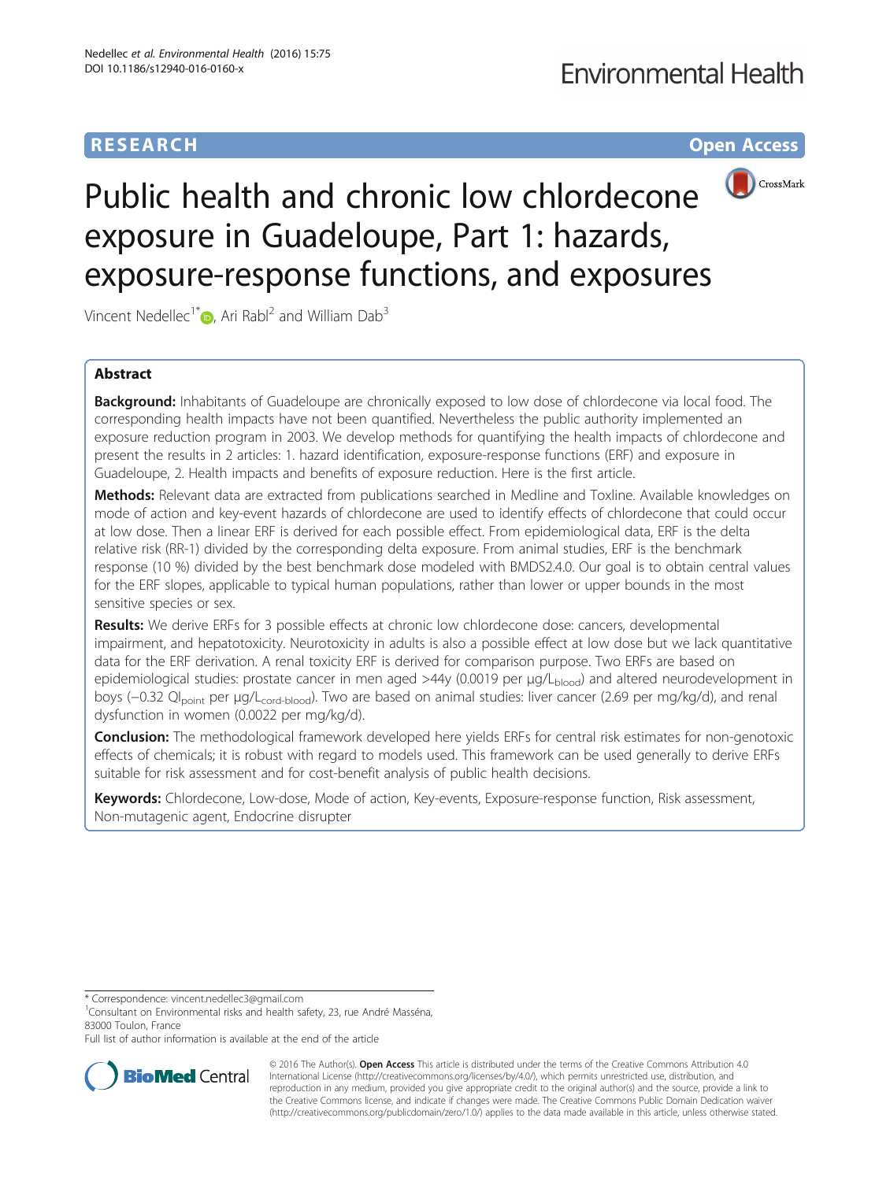RESEARCH Open Access

# Public health and chronic low chlordecone exposure in Guadeloupe, Part 1: hazards, exposure-response functions, and exposures

Vincent Nedellec[1*], Ari Rabl[2] and William Dab[3]

## Abstract

**Background:** Inhabitants of Guadeloupe are chronically exposed to low dose of chlordecone via local food. The corresponding health impacts have not been quantified. Nevertheless the public authority implemented an exposure reduction program in 2003. We develop methods for quantifying the health impacts of chlordecone and present the results in 2 articles: 1. hazard identification, exposure-response functions (ERF) and exposure in Guadeloupe, 2. Health impacts and benefits of exposure reduction. Here is the first article.

**Methods:** Relevant data are extracted from publications searched in Medline and Toxline. Available knowledges on mode of action and key-event hazards of chlordecone are used to identify effects of chlordecone that could occur at low dose. Then a linear ERF is derived for each possible effect. From epidemiological data, ERF is the delta relative risk (RR-1) divided by the corresponding delta exposure. From animal studies, ERF is the benchmark response (10 %) divided by the best benchmark dose modeled with BMDS2.4.0. Our goal is to obtain central values for the ERF slopes, applicable to typical human populations, rather than lower or upper bounds in the most sensitive species or sex.

**Results:** We derive ERFs for 3 possible effects at chronic low chlordecone dose: cancers, developmental impairment, and hepatotoxicity. Neurotoxicity in adults is also a possible effect at low dose but we lack quantitative data for the ERF derivation. A renal toxicity ERF is derived for comparison purpose. Two ERFs are based on epidemiological studies: prostate cancer in men aged >44y (0.0019 per $\mu g/L_{blood}$) and altered neurodevelopment in boys (−0.32 $QI_{point}$ per $\mu g/L_{cord\text{-}blood}$). Two are based on animal studies: liver cancer (2.69 per mg/kg/d), and renal dysfunction in women (0.0022 per mg/kg/d).

**Conclusion:** The methodological framework developed here yields ERFs for central risk estimates for non-genotoxic effects of chemicals; it is robust with regard to models used. This framework can be used generally to derive ERFs suitable for risk assessment and for cost-benefit analysis of public health decisions.

**Keywords:** Chlordecone, Low-dose, Mode of action, Key-events, Exposure-response function, Risk assessment, Non-mutagenic agent, Endocrine disrupter

---

* Correspondence: vincent.nedellec3@gmail.com

[1]Consultant on Environmental risks and health safety, 23, rue André Masséna, 83000 Toulon, France

Full list of author information is available at the end of the article

© 2016 The Author(s). **Open Access** This article is distributed under the terms of the Creative Commons Attribution 4.0 International License (http://creativecommons.org/licenses/by/4.0/), which permits unrestricted use, distribution, and reproduction in any medium, provided you give appropriate credit to the original author(s) and the source, provide a link to the Creative Commons license, and indicate if changes were made. The Creative Commons Public Domain Dedication waiver (http://creativecommons.org/publicdomain/zero/1.0/) applies to the data made available in this article, unless otherwise stated.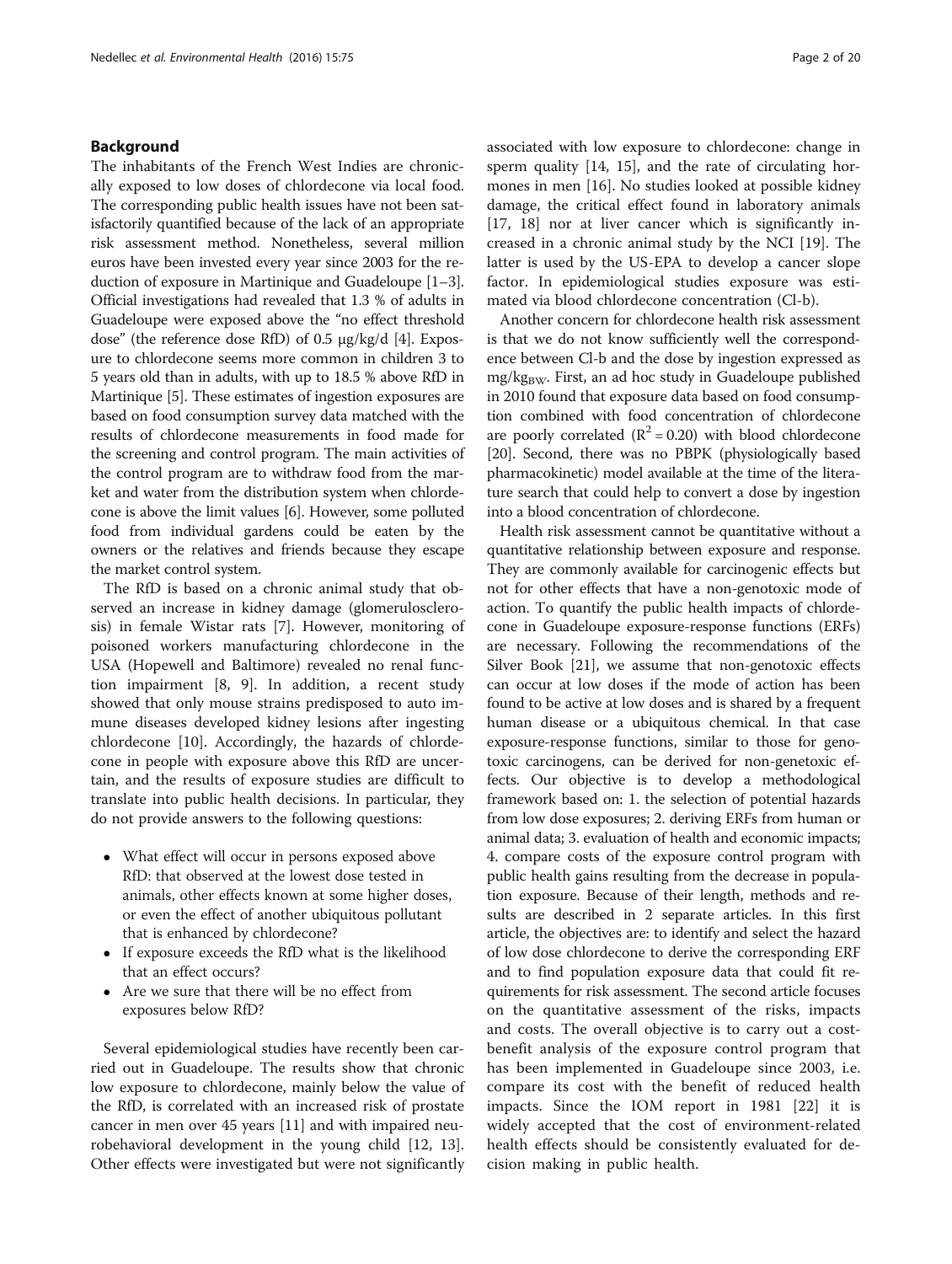## Background

The inhabitants of the French West Indies are chronically exposed to low doses of chlordecone via local food. The corresponding public health issues have not been satisfactorily quantified because of the lack of an appropriate risk assessment method. Nonetheless, several million euros have been invested every year since 2003 for the reduction of exposure in Martinique and Guadeloupe [1–3]. Official investigations had revealed that 1.3 % of adults in Guadeloupe were exposed above the "no effect threshold dose" (the reference dose RfD) of 0.5 μg/kg/d [4]. Exposure to chlordecone seems more common in children 3 to 5 years old than in adults, with up to 18.5 % above RfD in Martinique [5]. These estimates of ingestion exposures are based on food consumption survey data matched with the results of chlordecone measurements in food made for the screening and control program. The main activities of the control program are to withdraw food from the market and water from the distribution system when chlordecone is above the limit values [6]. However, some polluted food from individual gardens could be eaten by the owners or the relatives and friends because they escape the market control system.

The RfD is based on a chronic animal study that observed an increase in kidney damage (glomerulosclerosis) in female Wistar rats [7]. However, monitoring of poisoned workers manufacturing chlordecone in the USA (Hopewell and Baltimore) revealed no renal function impairment [8, 9]. In addition, a recent study showed that only mouse strains predisposed to auto immune diseases developed kidney lesions after ingesting chlordecone [10]. Accordingly, the hazards of chlordecone in people with exposure above this RfD are uncertain, and the results of exposure studies are difficult to translate into public health decisions. In particular, they do not provide answers to the following questions:

- What effect will occur in persons exposed above RfD: that observed at the lowest dose tested in animals, other effects known at some higher doses, or even the effect of another ubiquitous pollutant that is enhanced by chlordecone?
- If exposure exceeds the RfD what is the likelihood that an effect occurs?
- Are we sure that there will be no effect from exposures below RfD?

Several epidemiological studies have recently been carried out in Guadeloupe. The results show that chronic low exposure to chlordecone, mainly below the value of the RfD, is correlated with an increased risk of prostate cancer in men over 45 years [11] and with impaired neurobehavioral development in the young child [12, 13]. Other effects were investigated but were not significantly associated with low exposure to chlordecone: change in sperm quality [14, 15], and the rate of circulating hormones in men [16]. No studies looked at possible kidney damage, the critical effect found in laboratory animals [17, 18] nor at liver cancer which is significantly increased in a chronic animal study by the NCI [19]. The latter is used by the US-EPA to develop a cancer slope factor. In epidemiological studies exposure was estimated via blood chlordecone concentration (Cl-b).

Another concern for chlordecone health risk assessment is that we do not know sufficiently well the correspondence between Cl-b and the dose by ingestion expressed as $mg/kg_{BW}$. First, an ad hoc study in Guadeloupe published in 2010 found that exposure data based on food consumption combined with food concentration of chlordecone are poorly correlated ($R^2 = 0.20$) with blood chlordecone [20]. Second, there was no PBPK (physiologically based pharmacokinetic) model available at the time of the literature search that could help to convert a dose by ingestion into a blood concentration of chlordecone.

Health risk assessment cannot be quantitative without a quantitative relationship between exposure and response. They are commonly available for carcinogenic effects but not for other effects that have a non-genotoxic mode of action. To quantify the public health impacts of chlordecone in Guadeloupe exposure-response functions (ERFs) are necessary. Following the recommendations of the Silver Book [21], we assume that non-genotoxic effects can occur at low doses if the mode of action has been found to be active at low doses and is shared by a frequent human disease or a ubiquitous chemical. In that case exposure-response functions, similar to those for genotoxic carcinogens, can be derived for non-genetoxic effects. Our objective is to develop a methodological framework based on: 1. the selection of potential hazards from low dose exposures; 2. deriving ERFs from human or animal data; 3. evaluation of health and economic impacts; 4. compare costs of the exposure control program with public health gains resulting from the decrease in population exposure. Because of their length, methods and results are described in 2 separate articles. In this first article, the objectives are: to identify and select the hazard of low dose chlordecone to derive the corresponding ERF and to find population exposure data that could fit requirements for risk assessment. The second article focuses on the quantitative assessment of the risks, impacts and costs. The overall objective is to carry out a cost-benefit analysis of the exposure control program that has been implemented in Guadeloupe since 2003, i.e. compare its cost with the benefit of reduced health impacts. Since the IOM report in 1981 [22] it is widely accepted that the cost of environment-related health effects should be consistently evaluated for decision making in public health.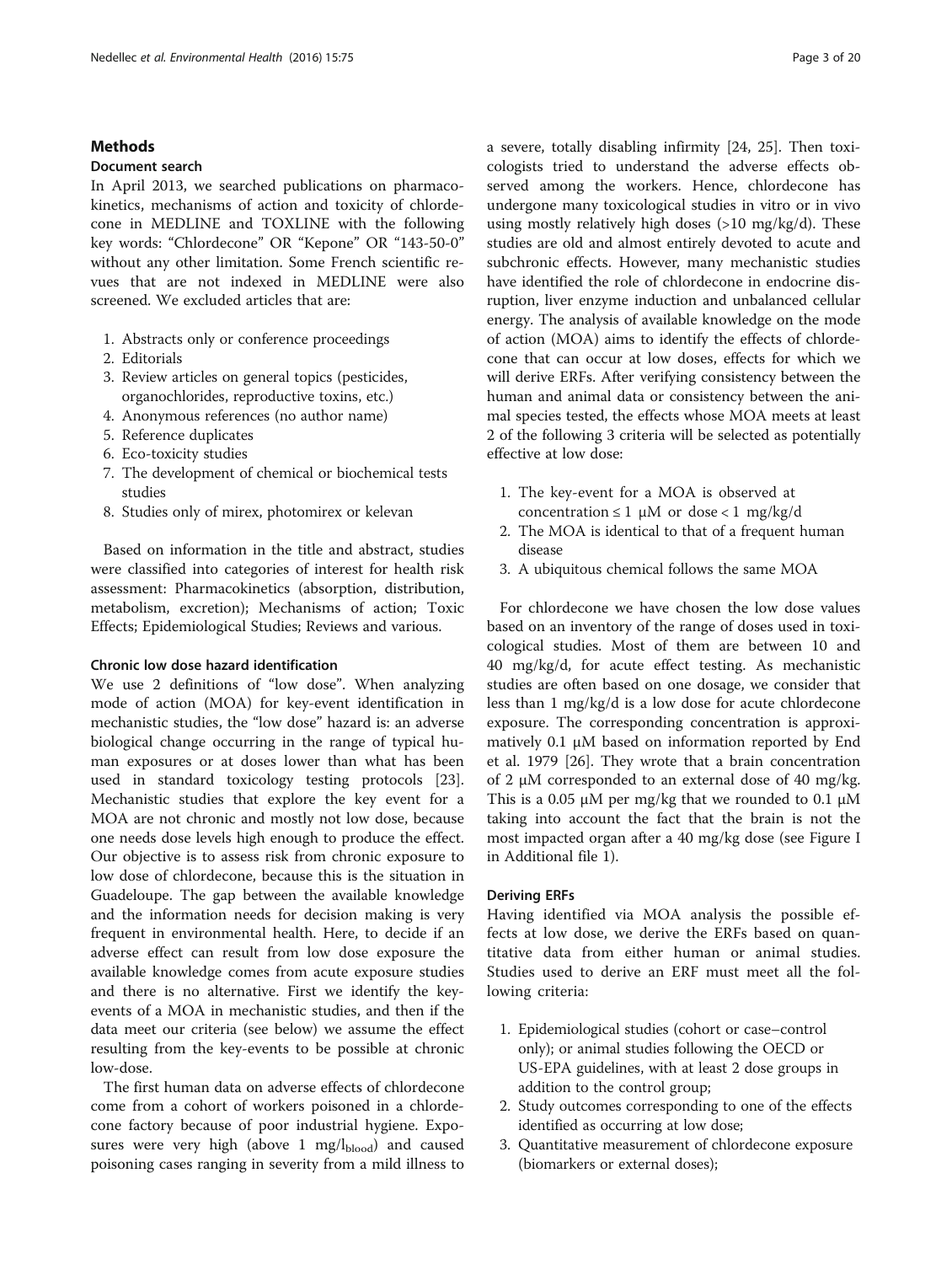## Methods

### Document search

In April 2013, we searched publications on pharmacokinetics, mechanisms of action and toxicity of chlordecone in MEDLINE and TOXLINE with the following key words: "Chlordecone" OR "Kepone" OR "143-50-0" without any other limitation. Some French scientific revues that are not indexed in MEDLINE were also screened. We excluded articles that are:

1. Abstracts only or conference proceedings
2. Editorials
3. Review articles on general topics (pesticides, organochlorides, reproductive toxins, etc.)
4. Anonymous references (no author name)
5. Reference duplicates
6. Eco-toxicity studies
7. The development of chemical or biochemical tests studies
8. Studies only of mirex, photomirex or kelevan

Based on information in the title and abstract, studies were classified into categories of interest for health risk assessment: Pharmacokinetics (absorption, distribution, metabolism, excretion); Mechanisms of action; Toxic Effects; Epidemiological Studies; Reviews and various.

### Chronic low dose hazard identification

We use 2 definitions of "low dose". When analyzing mode of action (MOA) for key-event identification in mechanistic studies, the "low dose" hazard is: an adverse biological change occurring in the range of typical human exposures or at doses lower than what has been used in standard toxicology testing protocols [23]. Mechanistic studies that explore the key event for a MOA are not chronic and mostly not low dose, because one needs dose levels high enough to produce the effect. Our objective is to assess risk from chronic exposure to low dose of chlordecone, because this is the situation in Guadeloupe. The gap between the available knowledge and the information needs for decision making is very frequent in environmental health. Here, to decide if an adverse effect can result from low dose exposure the available knowledge comes from acute exposure studies and there is no alternative. First we identify the key-events of a MOA in mechanistic studies, and then if the data meet our criteria (see below) we assume the effect resulting from the key-events to be possible at chronic low-dose.

The first human data on adverse effects of chlordecone come from a cohort of workers poisoned in a chlordecone factory because of poor industrial hygiene. Exposures were very high (above 1 $mg/l_{blood}$) and caused poisoning cases ranging in severity from a mild illness to a severe, totally disabling infirmity [24, 25]. Then toxicologists tried to understand the adverse effects observed among the workers. Hence, chlordecone has undergone many toxicological studies in vitro or in vivo using mostly relatively high doses (>10 mg/kg/d). These studies are old and almost entirely devoted to acute and subchronic effects. However, many mechanistic studies have identified the role of chlordecone in endocrine disruption, liver enzyme induction and unbalanced cellular energy. The analysis of available knowledge on the mode of action (MOA) aims to identify the effects of chlordecone that can occur at low doses, effects for which we will derive ERFs. After verifying consistency between the human and animal data or consistency between the animal species tested, the effects whose MOA meets at least 2 of the following 3 criteria will be selected as potentially effective at low dose:

1. The key-event for a MOA is observed at concentration ≤ 1 μM or dose < 1 mg/kg/d
2. The MOA is identical to that of a frequent human disease
3. A ubiquitous chemical follows the same MOA

For chlordecone we have chosen the low dose values based on an inventory of the range of doses used in toxicological studies. Most of them are between 10 and 40 mg/kg/d, for acute effect testing. As mechanistic studies are often based on one dosage, we consider that less than 1 mg/kg/d is a low dose for acute chlordecone exposure. The corresponding concentration is approximately 0.1 μM based on information reported by End et al. 1979 [26]. They wrote that a brain concentration of 2 μM corresponded to an external dose of 40 mg/kg. This is a 0.05 μM per mg/kg that we rounded to 0.1 μM taking into account the fact that the brain is not the most impacted organ after a 40 mg/kg dose (see Figure I in Additional file 1).

### Deriving ERFs

Having identified via MOA analysis the possible effects at low dose, we derive the ERFs based on quantitative data from either human or animal studies. Studies used to derive an ERF must meet all the following criteria:

1. Epidemiological studies (cohort or case–control only); or animal studies following the OECD or US-EPA guidelines, with at least 2 dose groups in addition to the control group;
2. Study outcomes corresponding to one of the effects identified as occurring at low dose;
3. Quantitative measurement of chlordecone exposure (biomarkers or external doses);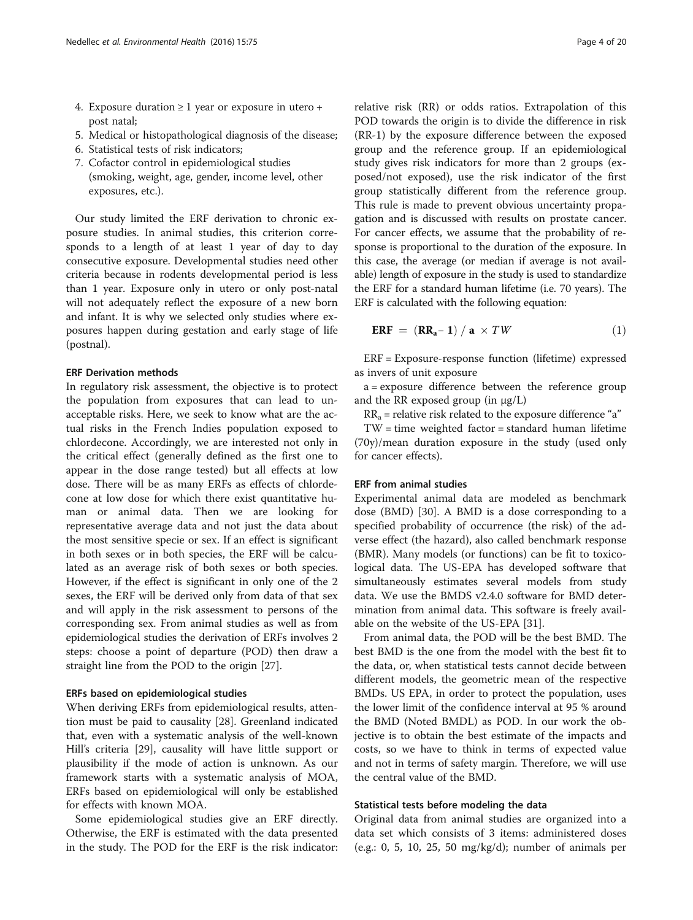4. Exposure duration ≥ 1 year or exposure in utero + post natal;
5. Medical or histopathological diagnosis of the disease;
6. Statistical tests of risk indicators;
7. Cofactor control in epidemiological studies (smoking, weight, age, gender, income level, other exposures, etc.).

Our study limited the ERF derivation to chronic exposure studies. In animal studies, this criterion corresponds to a length of at least 1 year of day to day consecutive exposure. Developmental studies need other criteria because in rodents developmental period is less than 1 year. Exposure only in utero or only post-natal will not adequately reflect the exposure of a new born and infant. It is why we selected only studies where exposures happen during gestation and early stage of life (postnal).

#### ERF Derivation methods

In regulatory risk assessment, the objective is to protect the population from exposures that can lead to unacceptable risks. Here, we seek to know what are the actual risks in the French Indies population exposed to chlordecone. Accordingly, we are interested not only in the critical effect (generally defined as the first one to appear in the dose range tested) but all effects at low dose. There will be as many ERFs as effects of chlordecone at low dose for which there exist quantitative human or animal data. Then we are looking for representative average data and not just the data about the most sensitive specie or sex. If an effect is significant in both sexes or in both species, the ERF will be calculated as an average risk of both sexes or both species. However, if the effect is significant in only one of the 2 sexes, the ERF will be derived only from data of that sex and will apply in the risk assessment to persons of the corresponding sex. From animal studies as well as from epidemiological studies the derivation of ERFs involves 2 steps: choose a point of departure (POD) then draw a straight line from the POD to the origin [27].

#### ERFs based on epidemiological studies

When deriving ERFs from epidemiological results, attention must be paid to causality [28]. Greenland indicated that, even with a systematic analysis of the well-known Hill's criteria [29], causality will have little support or plausibility if the mode of action is unknown. As our framework starts with a systematic analysis of MOA, ERFs based on epidemiological will only be established for effects with known MOA.

Some epidemiological studies give an ERF directly. Otherwise, the ERF is estimated with the data presented in the study. The POD for the ERF is the risk indicator: relative risk (RR) or odds ratios. Extrapolation of this POD towards the origin is to divide the difference in risk (RR-1) by the exposure difference between the exposed group and the reference group. If an epidemiological study gives risk indicators for more than 2 groups (exposed/not exposed), use the risk indicator of the first group statistically different from the reference group. This rule is made to prevent obvious uncertainty propagation and is discussed with results on prostate cancer. For cancer effects, we assume that the probability of response is proportional to the duration of the exposure. In this case, the average (or median if average is not available) length of exposure in the study is used to standardize the ERF for a standard human lifetime (i.e. 70 years). The ERF is calculated with the following equation:

$$\mathbf{ERF} = (\mathbf{RR_a} - \mathbf{1}) / \mathbf{a} \times TW \qquad (1)$$

ERF = Exposure-response function (lifetime) expressed as invers of unit exposure

a = exposure difference between the reference group and the RR exposed group (in μg/L)

$RR_a$ = relative risk related to the exposure difference "a"

TW = time weighted factor = standard human lifetime (70y)/mean duration exposure in the study (used only for cancer effects).

#### ERF from animal studies

Experimental animal data are modeled as benchmark dose (BMD) [30]. A BMD is a dose corresponding to a specified probability of occurrence (the risk) of the adverse effect (the hazard), also called benchmark response (BMR). Many models (or functions) can be fit to toxicological data. The US-EPA has developed software that simultaneously estimates several models from study data. We use the BMDS v2.4.0 software for BMD determination from animal data. This software is freely available on the website of the US-EPA [31].

From animal data, the POD will be the best BMD. The best BMD is the one from the model with the best fit to the data, or, when statistical tests cannot decide between different models, the geometric mean of the respective BMDs. US EPA, in order to protect the population, uses the lower limit of the confidence interval at 95 % around the BMD (Noted BMDL) as POD. In our work the objective is to obtain the best estimate of the impacts and costs, so we have to think in terms of expected value and not in terms of safety margin. Therefore, we will use the central value of the BMD.

#### Statistical tests before modeling the data

Original data from animal studies are organized into a data set which consists of 3 items: administered doses (e.g.: 0, 5, 10, 25, 50 mg/kg/d); number of animals per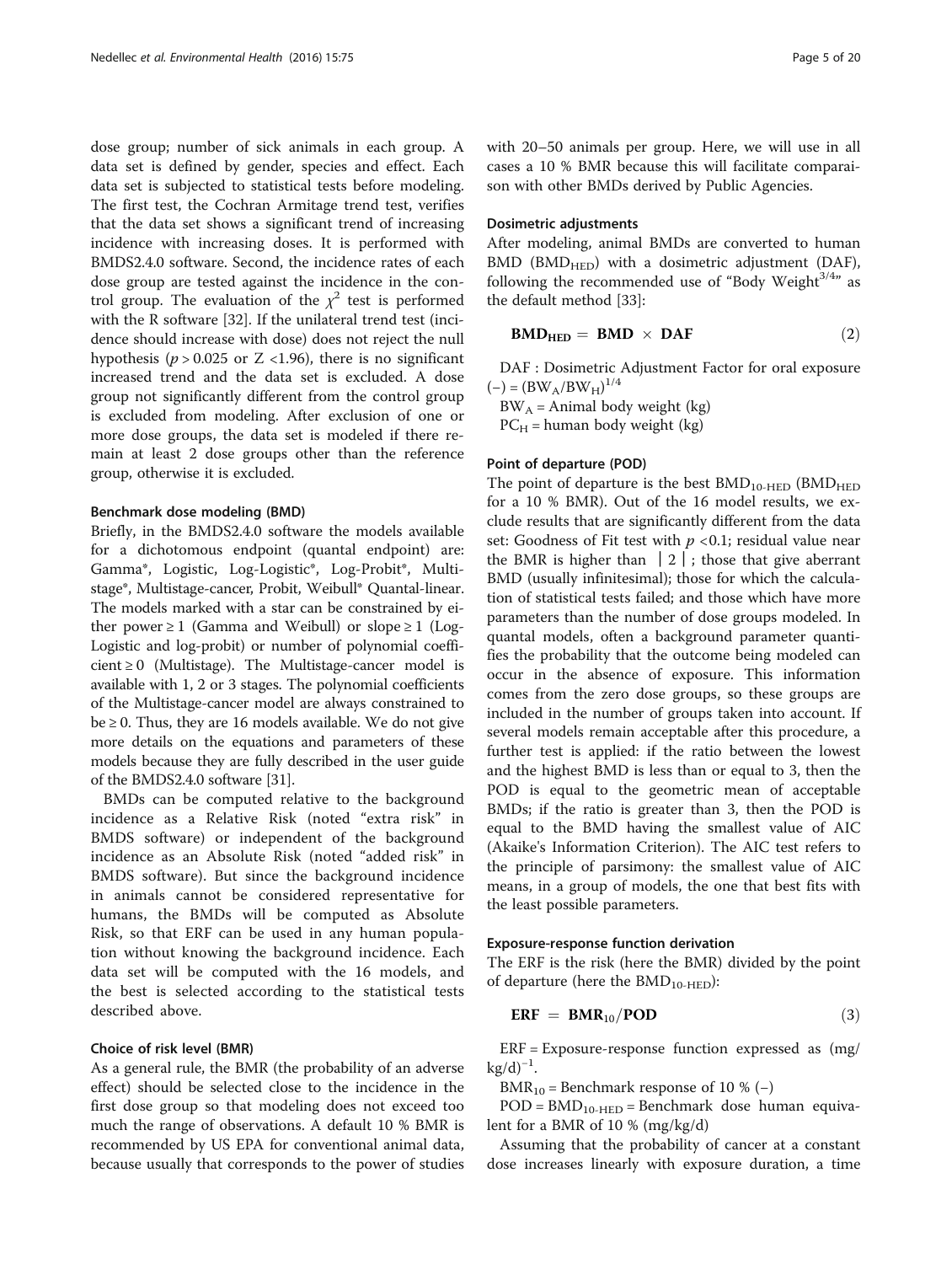dose group; number of sick animals in each group. A data set is defined by gender, species and effect. Each data set is subjected to statistical tests before modeling. The first test, the Cochran Armitage trend test, verifies that the data set shows a significant trend of increasing incidence with increasing doses. It is performed with BMDS2.4.0 software. Second, the incidence rates of each dose group are tested against the incidence in the control group. The evaluation of the $\chi^2$ test is performed with the R software [32]. If the unilateral trend test (incidence should increase with dose) does not reject the null hypothesis ($p > 0.025$ or $Z < 1.96$), there is no significant increased trend and the data set is excluded. A dose group not significantly different from the control group is excluded from modeling. After exclusion of one or more dose groups, the data set is modeled if there remain at least 2 dose groups other than the reference group, otherwise it is excluded.

#### Benchmark dose modeling (BMD)

Briefly, in the BMDS2.4.0 software the models available for a dichotomous endpoint (quantal endpoint) are: Gamma*, Logistic, Log-Logistic*, Log-Probit*, Multistage*, Multistage-cancer, Probit, Weibull* Quantal-linear. The models marked with a star can be constrained by either power ≥ 1 (Gamma and Weibull) or slope ≥ 1 (Log-Logistic and log-probit) or number of polynomial coefficient ≥ 0 (Multistage). The Multistage-cancer model is available with 1, 2 or 3 stages. The polynomial coefficients of the Multistage-cancer model are always constrained to be ≥ 0. Thus, they are 16 models available. We do not give more details on the equations and parameters of these models because they are fully described in the user guide of the BMDS2.4.0 software [31].

BMDs can be computed relative to the background incidence as a Relative Risk (noted "extra risk" in BMDS software) or independent of the background incidence as an Absolute Risk (noted "added risk" in BMDS software). But since the background incidence in animals cannot be considered representative for humans, the BMDs will be computed as Absolute Risk, so that ERF can be used in any human population without knowing the background incidence. Each data set will be computed with the 16 models, and the best is selected according to the statistical tests described above.

#### Choice of risk level (BMR)

As a general rule, the BMR (the probability of an adverse effect) should be selected close to the incidence in the first dose group so that modeling does not exceed too much the range of observations. A default 10 % BMR is recommended by US EPA for conventional animal data, because usually that corresponds to the power of studies with 20–50 animals per group. Here, we will use in all cases a 10 % BMR because this will facilitate comparaison with other BMDs derived by Public Agencies.

#### Dosimetric adjustments

After modeling, animal BMDs are converted to human BMD ($BMD_{HED}$) with a dosimetric adjustment (DAF), following the recommended use of "Body Weight$^{3/4}$" as the default method [33]:

$$\mathbf{BMD_{HED}} = \mathbf{BMD} \times \mathbf{DAF} \tag{2}$$

DAF : Dosimetric Adjustment Factor for oral exposure $(-) = (BW_A/BW_H)^{1/4}$

$BW_A$ = Animal body weight (kg)

$PC_H$ = human body weight (kg)

#### Point of departure (POD)

The point of departure is the best $BMD_{10\text{-}HED}$ ($BMD_{HED}$ for a 10 % BMR). Out of the 16 model results, we exclude results that are significantly different from the data set: Goodness of Fit test with $p < 0.1$; residual value near the BMR is higher than $|2|$; those that give aberrant BMD (usually infinitesimal); those for which the calculation of statistical tests failed; and those which have more parameters than the number of dose groups modeled. In quantal models, often a background parameter quantifies the probability that the outcome being modeled can occur in the absence of exposure. This information comes from the zero dose groups, so these groups are included in the number of groups taken into account. If several models remain acceptable after this procedure, a further test is applied: if the ratio between the lowest and the highest BMD is less than or equal to 3, then the POD is equal to the geometric mean of acceptable BMDs; if the ratio is greater than 3, then the POD is equal to the BMD having the smallest value of AIC (Akaike's Information Criterion). The AIC test refers to the principle of parsimony: the smallest value of AIC means, in a group of models, the one that best fits with the least possible parameters.

#### Exposure-response function derivation

The ERF is the risk (here the BMR) divided by the point of departure (here the $BMD_{10\text{-}HED}$):

$$\mathbf{ERF} = \mathbf{BMR_{10}/POD} \tag{3}$$

ERF = Exposure-response function expressed as $(mg/kg/d)^{-1}$.

$BMR_{10}$ = Benchmark response of 10 % (–)

POD = $BMD_{10\text{-}HED}$ = Benchmark dose human equivalent for a BMR of 10 % (mg/kg/d)

Assuming that the probability of cancer at a constant dose increases linearly with exposure duration, a time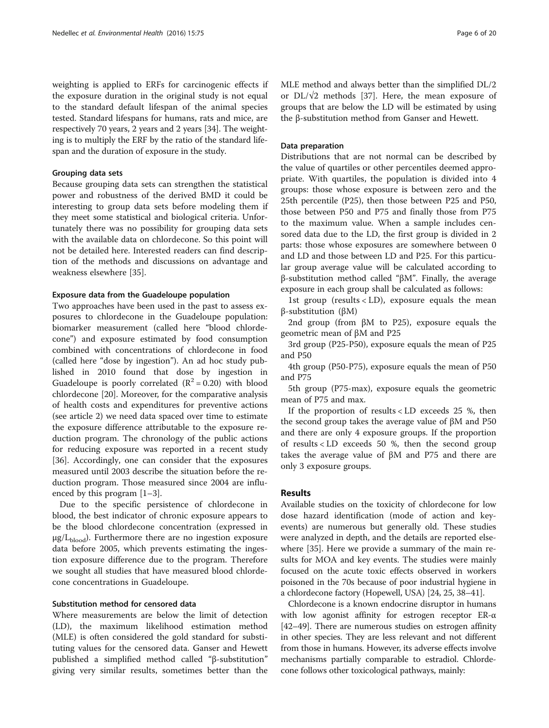weighting is applied to ERFs for carcinogenic effects if the exposure duration in the original study is not equal to the standard default lifespan of the animal species tested. Standard lifespans for humans, rats and mice, are respectively 70 years, 2 years and 2 years [34]. The weighting is to multiply the ERF by the ratio of the standard lifespan and the duration of exposure in the study.

#### Grouping data sets

Because grouping data sets can strengthen the statistical power and robustness of the derived BMD it could be interesting to group data sets before modeling them if they meet some statistical and biological criteria. Unfortunately there was no possibility for grouping data sets with the available data on chlordecone. So this point will not be detailed here. Interested readers can find description of the methods and discussions on advantage and weakness elsewhere [35].

#### Exposure data from the Guadeloupe population

Two approaches have been used in the past to assess exposures to chlordecone in the Guadeloupe population: biomarker measurement (called here "blood chlordecone") and exposure estimated by food consumption combined with concentrations of chlordecone in food (called here "dose by ingestion"). An ad hoc study published in 2010 found that dose by ingestion in Guadeloupe is poorly correlated ($R^2 = 0.20$) with blood chlordecone [20]. Moreover, for the comparative analysis of health costs and expenditures for preventive actions (see article 2) we need data spaced over time to estimate the exposure difference attributable to the exposure reduction program. The chronology of the public actions for reducing exposure was reported in a recent study [36]. Accordingly, one can consider that the exposures measured until 2003 describe the situation before the reduction program. Those measured since 2004 are influenced by this program [1–3].

Due to the specific persistence of chlordecone in blood, the best indicator of chronic exposure appears to be the blood chlordecone concentration (expressed in $\mu g/L_{blood}$). Furthermore there are no ingestion exposure data before 2005, which prevents estimating the ingestion exposure difference due to the program. Therefore we sought all studies that have measured blood chlordecone concentrations in Guadeloupe.

#### Substitution method for censored data

Where measurements are below the limit of detection (LD), the maximum likelihood estimation method (MLE) is often considered the gold standard for substituting values for the censored data. Ganser and Hewett published a simplified method called "β-substitution" giving very similar results, sometimes better than the MLE method and always better than the simplified DL/2 or DL/√2 methods [37]. Here, the mean exposure of groups that are below the LD will be estimated by using the β-substitution method from Ganser and Hewett.

#### Data preparation

Distributions that are not normal can be described by the value of quartiles or other percentiles deemed appropriate. With quartiles, the population is divided into 4 groups: those whose exposure is between zero and the 25th percentile (P25), then those between P25 and P50, those between P50 and P75 and finally those from P75 to the maximum value. When a sample includes censored data due to the LD, the first group is divided in 2 parts: those whose exposures are somewhere between 0 and LD and those between LD and P25. For this particular group average value will be calculated according to β-substitution method called "βM". Finally, the average exposure in each group shall be calculated as follows:

1st group (results < LD), exposure equals the mean β-substitution (βM)

2nd group (from βM to P25), exposure equals the geometric mean of βM and P25

3rd group (P25-P50), exposure equals the mean of P25 and P50

4th group (P50-P75), exposure equals the mean of P50 and P75

5th group (P75-max), exposure equals the geometric mean of P75 and max.

If the proportion of results < LD exceeds 25 %, then the second group takes the average value of βM and P50 and there are only 4 exposure groups. If the proportion of results < LD exceeds 50 %, then the second group takes the average value of βM and P75 and there are only 3 exposure groups.

## Results

Available studies on the toxicity of chlordecone for low dose hazard identification (mode of action and key-events) are numerous but generally old. These studies were analyzed in depth, and the details are reported elsewhere [35]. Here we provide a summary of the main results for MOA and key events. The studies were mainly focused on the acute toxic effects observed in workers poisoned in the 70s because of poor industrial hygiene in a chlordecone factory (Hopewell, USA) [24, 25, 38–41].

Chlordecone is a known endocrine disruptor in humans with low agonist affinity for estrogen receptor ER-α [42–49]. There are numerous studies on estrogen affinity in other species. They are less relevant and not different from those in humans. However, its adverse effects involve mechanisms partially comparable to estradiol. Chlordecone follows other toxicological pathways, mainly: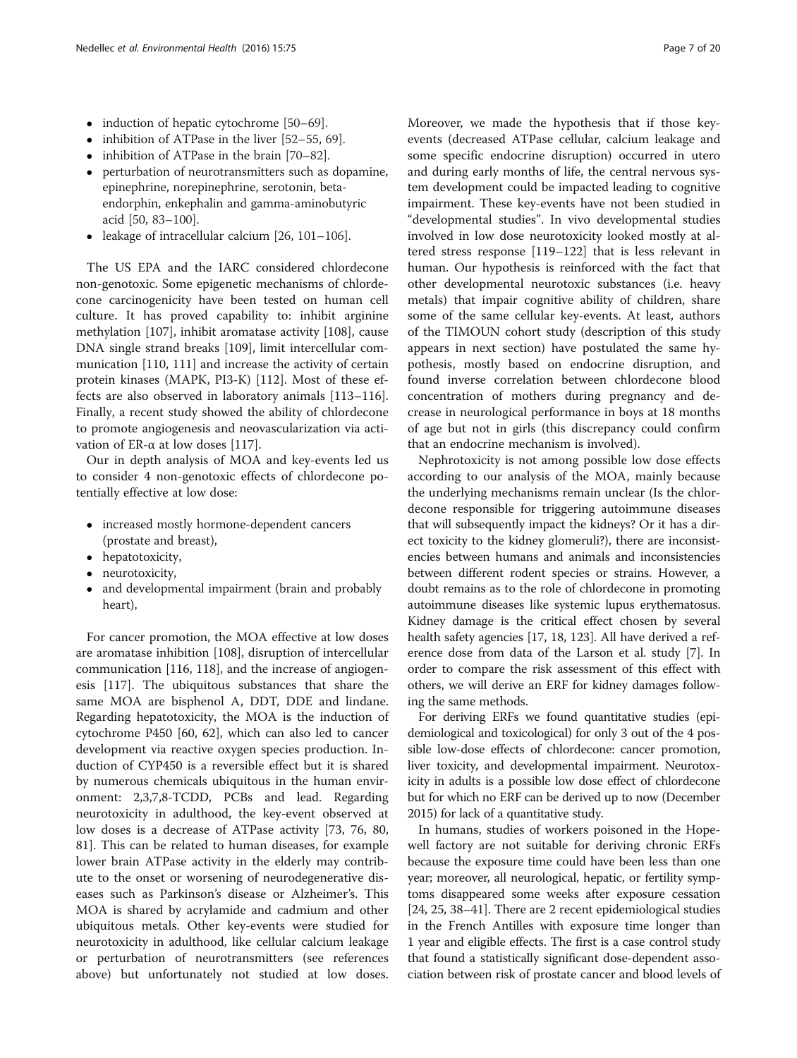- induction of hepatic cytochrome [50–69].
- inhibition of ATPase in the liver [52–55, 69].
- inhibition of ATPase in the brain [70–82].
- perturbation of neurotransmitters such as dopamine, epinephrine, norepinephrine, serotonin, beta-endorphin, enkephalin and gamma-aminobutyric acid [50, 83–100].
- leakage of intracellular calcium [26, 101–106].

The US EPA and the IARC considered chlordecone non-genotoxic. Some epigenetic mechanisms of chlordecone carcinogenicity have been tested on human cell culture. It has proved capability to: inhibit arginine methylation [107], inhibit aromatase activity [108], cause DNA single strand breaks [109], limit intercellular communication [110, 111] and increase the activity of certain protein kinases (MAPK, PI3-K) [112]. Most of these effects are also observed in laboratory animals [113–116]. Finally, a recent study showed the ability of chlordecone to promote angiogenesis and neovascularization via activation of ER-α at low doses [117].

Our in depth analysis of MOA and key-events led us to consider 4 non-genotoxic effects of chlordecone potentially effective at low dose:

- increased mostly hormone-dependent cancers (prostate and breast),
- hepatotoxicity,
- neurotoxicity,
- and developmental impairment (brain and probably heart),

For cancer promotion, the MOA effective at low doses are aromatase inhibition [108], disruption of intercellular communication [116, 118], and the increase of angiogenesis [117]. The ubiquitous substances that share the same MOA are bisphenol A, DDT, DDE and lindane. Regarding hepatotoxicity, the MOA is the induction of cytochrome P450 [60, 62], which can also led to cancer development via reactive oxygen species production. Induction of CYP450 is a reversible effect but it is shared by numerous chemicals ubiquitous in the human environment: 2,3,7,8-TCDD, PCBs and lead. Regarding neurotoxicity in adulthood, the key-event observed at low doses is a decrease of ATPase activity [73, 76, 80, 81]. This can be related to human diseases, for example lower brain ATPase activity in the elderly may contribute to the onset or worsening of neurodegenerative diseases such as Parkinson's disease or Alzheimer's. This MOA is shared by acrylamide and cadmium and other ubiquitous metals. Other key-events were studied for neurotoxicity in adulthood, like cellular calcium leakage or perturbation of neurotransmitters (see references above) but unfortunately not studied at low doses. Moreover, we made the hypothesis that if those key-events (decreased ATPase cellular, calcium leakage and some specific endocrine disruption) occurred in utero and during early months of life, the central nervous system development could be impacted leading to cognitive impairment. These key-events have not been studied in "developmental studies". In vivo developmental studies involved in low dose neurotoxicity looked mostly at altered stress response [119–122] that is less relevant in human. Our hypothesis is reinforced with the fact that other developmental neurotoxic substances (i.e. heavy metals) that impair cognitive ability of children, share some of the same cellular key-events. At least, authors of the TIMOUN cohort study (description of this study appears in next section) have postulated the same hypothesis, mostly based on endocrine disruption, and found inverse correlation between chlordecone blood concentration of mothers during pregnancy and decrease in neurological performance in boys at 18 months of age but not in girls (this discrepancy could confirm that an endocrine mechanism is involved).

Nephrotoxicity is not among possible low dose effects according to our analysis of the MOA, mainly because the underlying mechanisms remain unclear (Is the chlordecone responsible for triggering autoimmune diseases that will subsequently impact the kidneys? Or it has a direct toxicity to the kidney glomeruli?), there are inconsistencies between humans and animals and inconsistencies between different rodent species or strains. However, a doubt remains as to the role of chlordecone in promoting autoimmune diseases like systemic lupus erythematosus. Kidney damage is the critical effect chosen by several health safety agencies [17, 18, 123]. All have derived a reference dose from data of the Larson et al. study [7]. In order to compare the risk assessment of this effect with others, we will derive an ERF for kidney damages following the same methods.

For deriving ERFs we found quantitative studies (epidemiological and toxicological) for only 3 out of the 4 possible low-dose effects of chlordecone: cancer promotion, liver toxicity, and developmental impairment. Neurotoxicity in adults is a possible low dose effect of chlordecone but for which no ERF can be derived up to now (December 2015) for lack of a quantitative study.

In humans, studies of workers poisoned in the Hopewell factory are not suitable for deriving chronic ERFs because the exposure time could have been less than one year; moreover, all neurological, hepatic, or fertility symptoms disappeared some weeks after exposure cessation [24, 25, 38–41]. There are 2 recent epidemiological studies in the French Antilles with exposure time longer than 1 year and eligible effects. The first is a case control study that found a statistically significant dose-dependent association between risk of prostate cancer and blood levels of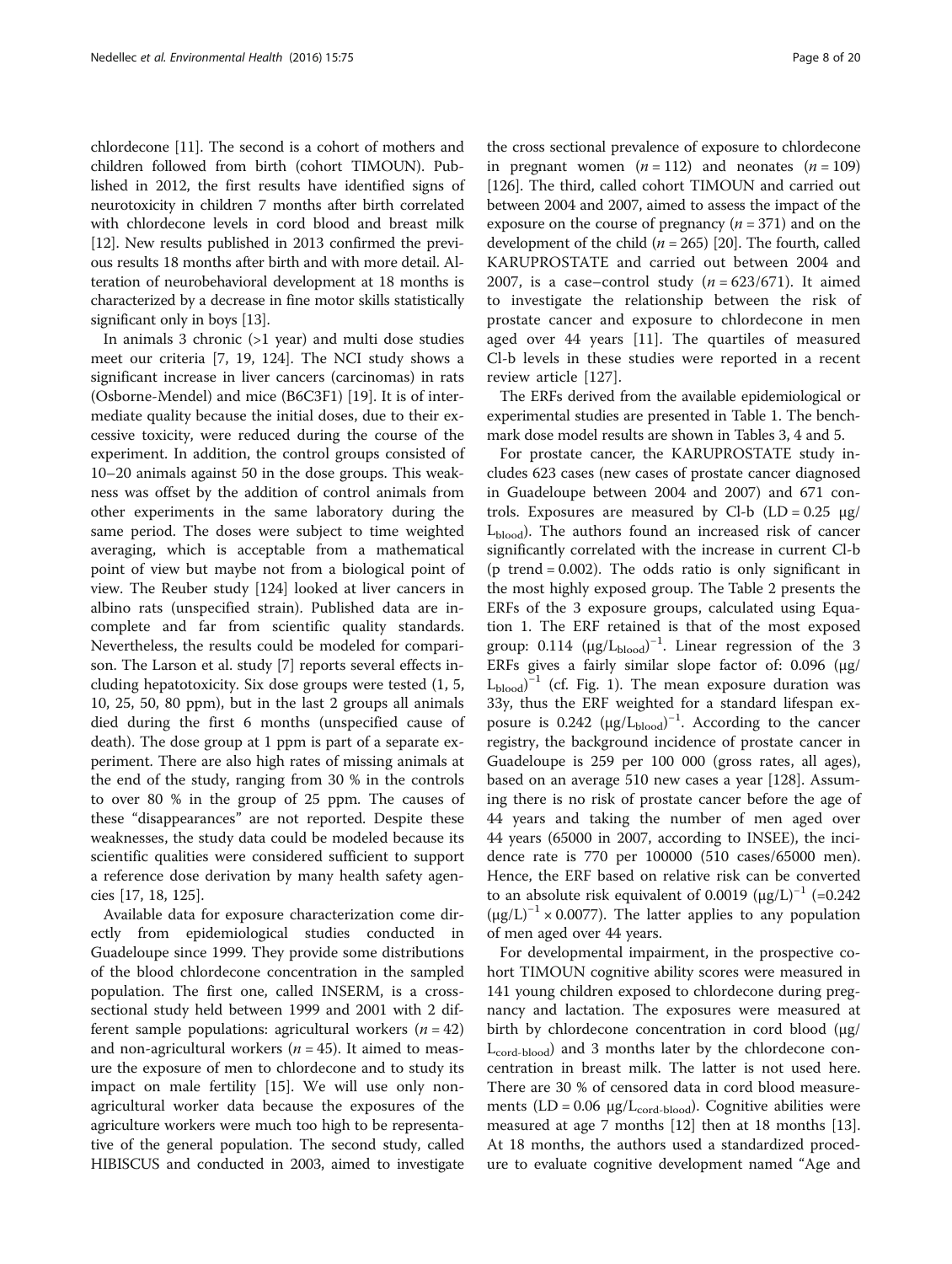chlordecone [11]. The second is a cohort of mothers and children followed from birth (cohort TIMOUN). Published in 2012, the first results have identified signs of neurotoxicity in children 7 months after birth correlated with chlordecone levels in cord blood and breast milk [12]. New results published in 2013 confirmed the previous results 18 months after birth and with more detail. Alteration of neurobehavioral development at 18 months is characterized by a decrease in fine motor skills statistically significant only in boys [13].

In animals 3 chronic (>1 year) and multi dose studies meet our criteria [7, 19, 124]. The NCI study shows a significant increase in liver cancers (carcinomas) in rats (Osborne-Mendel) and mice (B6C3F1) [19]. It is of intermediate quality because the initial doses, due to their excessive toxicity, were reduced during the course of the experiment. In addition, the control groups consisted of 10–20 animals against 50 in the dose groups. This weakness was offset by the addition of control animals from other experiments in the same laboratory during the same period. The doses were subject to time weighted averaging, which is acceptable from a mathematical point of view but maybe not from a biological point of view. The Reuber study [124] looked at liver cancers in albino rats (unspecified strain). Published data are incomplete and far from scientific quality standards. Nevertheless, the results could be modeled for comparison. The Larson et al. study [7] reports several effects including hepatotoxicity. Six dose groups were tested (1, 5, 10, 25, 50, 80 ppm), but in the last 2 groups all animals died during the first 6 months (unspecified cause of death). The dose group at 1 ppm is part of a separate experiment. There are also high rates of missing animals at the end of the study, ranging from 30 % in the controls to over 80 % in the group of 25 ppm. The causes of these "disappearances" are not reported. Despite these weaknesses, the study data could be modeled because its scientific qualities were considered sufficient to support a reference dose derivation by many health safety agencies [17, 18, 125].

Available data for exposure characterization come directly from epidemiological studies conducted in Guadeloupe since 1999. They provide some distributions of the blood chlordecone concentration in the sampled population. The first one, called INSERM, is a cross-sectional study held between 1999 and 2001 with 2 different sample populations: agricultural workers ($n = 42$) and non-agricultural workers ($n = 45$). It aimed to measure the exposure of men to chlordecone and to study its impact on male fertility [15]. We will use only non-agricultural worker data because the exposures of the agriculture workers were much too high to be representative of the general population. The second study, called HIBISCUS and conducted in 2003, aimed to investigate the cross sectional prevalence of exposure to chlordecone in pregnant women ($n = 112$) and neonates ($n = 109$) [126]. The third, called cohort TIMOUN and carried out between 2004 and 2007, aimed to assess the impact of the exposure on the course of pregnancy ($n = 371$) and on the development of the child ($n = 265$) [20]. The fourth, called KARUPROSTATE and carried out between 2004 and 2007, is a case–control study ($n = 623/671$). It aimed to investigate the relationship between the risk of prostate cancer and exposure to chlordecone in men aged over 44 years [11]. The quartiles of measured Cl-b levels in these studies were reported in a recent review article [127].

The ERFs derived from the available epidemiological or experimental studies are presented in Table 1. The benchmark dose model results are shown in Tables 3, 4 and 5.

For prostate cancer, the KARUPROSTATE study includes 623 cases (new cases of prostate cancer diagnosed in Guadeloupe between 2004 and 2007) and 671 controls. Exposures are measured by Cl-b (LD = 0.25 $\mu g/L_{blood}$). The authors found an increased risk of cancer significantly correlated with the increase in current Cl-b (p trend = 0.002). The odds ratio is only significant in the most highly exposed group. The Table 2 presents the ERFs of the 3 exposure groups, calculated using Equation 1. The ERF retained is that of the most exposed group: 0.114 $(\mu g/L_{blood})^{-1}$. Linear regression of the 3 ERFs gives a fairly similar slope factor of: 0.096 $(\mu g/L_{blood})^{-1}$ (cf. Fig. 1). The mean exposure duration was 33y, thus the ERF weighted for a standard lifespan exposure is 0.242 $(\mu g/L_{blood})^{-1}$. According to the cancer registry, the background incidence of prostate cancer in Guadeloupe is 259 per 100 000 (gross rates, all ages), based on an average 510 new cases a year [128]. Assuming there is no risk of prostate cancer before the age of 44 years and taking the number of men aged over 44 years (65000 in 2007, according to INSEE), the incidence rate is 770 per 100000 (510 cases/65000 men). Hence, the ERF based on relative risk can be converted to an absolute risk equivalent of 0.0019 $(\mu g/L)^{-1}$ (=0.242 $(\mu g/L)^{-1} \times 0.0077$). The latter applies to any population of men aged over 44 years.

For developmental impairment, in the prospective cohort TIMOUN cognitive ability scores were measured in 141 young children exposed to chlordecone during pregnancy and lactation. The exposures were measured at birth by chlordecone concentration in cord blood ($\mu g/L_{cord\text{-}blood}$) and 3 months later by the chlordecone concentration in breast milk. The latter is not used here. There are 30 % of censored data in cord blood measurements (LD = 0.06 $\mu g/L_{cord\text{-}blood}$). Cognitive abilities were measured at age 7 months [12] then at 18 months [13]. At 18 months, the authors used a standardized procedure to evaluate cognitive development named "Age and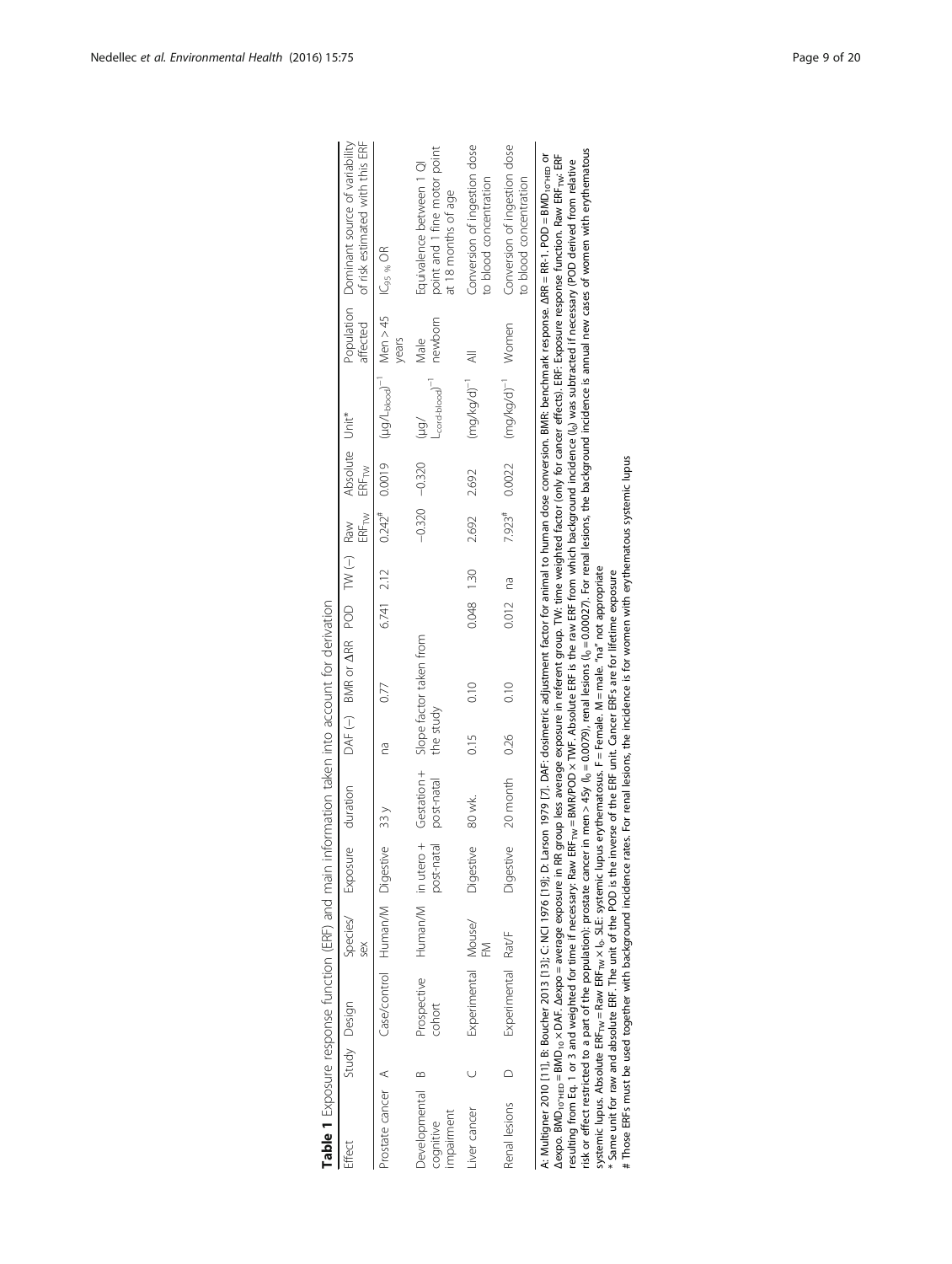**Table 1** Exposure response function (ERF) and main information taken into account for derivation

| Effect | Study | Design | Species/sex | Exposure | duration | DAF (–) | BMR or ΔRR | POD | TW (–) | Raw $ERF_{TW}$ | Absolute $ERF_{TW}$ | Unit* | Population affected | Dominant source of variability of risk estimated with this ERF |
|---|---|---|---|---|---|---|---|---|---|---|---|---|---|---|
| Prostate cancer | A | Case/control | Human/M | Digestive | 33 y | na | 0.77 | 6.741 | 2.12 | 0.242# | 0.0019 | $(\mu g/L_{blood})^{-1}$ | Men > 45 years | $IC_{95\ \%}$ OR |
| Developmental cognitive impairment | B | Prospective cohort | Human/M | in utero + post-natal | Gestation + post-natal | Slope factor taken from the study | | | | −0.320 | −0.320 | $(\mu g/L_{cord\text{-}blood})^{-1}$ | Male newborn | Equivalence between 1 QI point and 1 fine motor point at 18 months of age |
| Liver cancer | C | Experimental | Mouse/FM | Digestive | 80 wk. | 0.15 | 0.10 | 0.048 | 1.30 | 2.692 | 2.692 | $(mg/kg/d)^{-1}$ | All | Conversion of ingestion dose to blood concentration |
| Renal lesions | D | Experimental | Rat/F | Digestive | 20 month | 0.26 | 0.10 | 0.012 | na | 7.923# | 0.0022 | $(mg/kg/d)^{-1}$ | Women | Conversion of ingestion dose to blood concentration |

A: Multigner 2010 [11], B: Boucher 2013 [13]; C: NCI 1976 [19]; D: Larson 1979 [7]. DAF: dosimetric adjustment factor for animal to human dose conversion. BMR: benchmark response. ΔRR = RR-1. POD = $BMD_{10^*HED}$ or Δexpo. $BMD_{10^*HED}$ = $BMD_{10}$ × DAF. Δexpo = average exposure in RR group less average exposure in referent group. TW: time weighted factor (only for cancer effects). ERF: Exposure response function. Raw $ERF_{TW}$: ERF resulting from Eq. 1 or 3 and weighted for time if necessary: Raw $ERF_{TW}$ = BMR/POD × TWF. Absolute ERF is the raw ERF from which background incidence ($I_0$) was subtracted if necessary (POD derived from relative risk or effect restricted to a part of the population): prostate cancer in men > 45y ($I_0$ = 0.0079), renal lesions ($I_0$ = 0.00027). For renal lesions, the background incidence is annual new cases of women with erythematous systemic lupus. Absolute $ERF_{TW}$ = Raw $ERF_{TW}$ × $I_0$. SLE: systemic lupus erythematosus. F = Female. M = male. "na" not appropriate

\* Same unit for raw and absolute ERF. The unit of the POD is the inverse of the ERF unit. Cancer ERFs are for lifetime exposure

\# Those ERFs must be used together with background incidence rates. For renal lesions, the incidence is for women with erythematous systemic lupus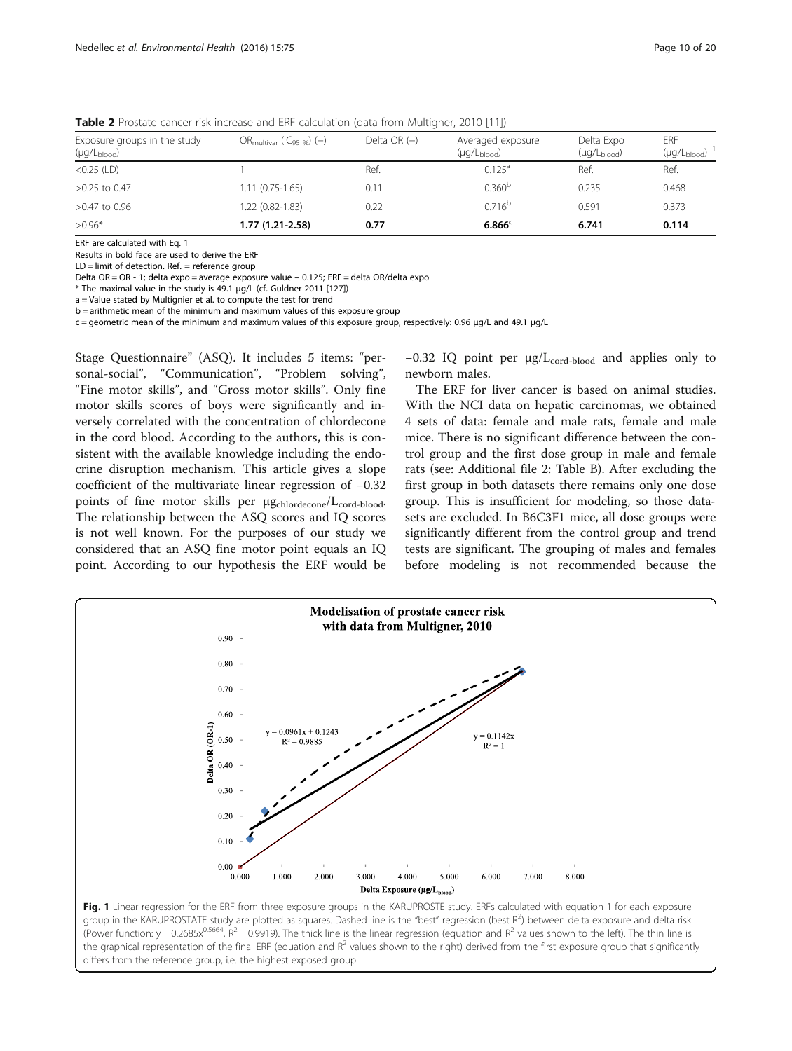**Table 2** Prostate cancer risk increase and ERF calculation (data from Multigner, 2010 [11])

| Exposure groups in the study ($\mu g/L_{blood}$) | $OR_{multivar}$ ($IC_{95\ \%}$) (−) | Delta OR (−) | Averaged exposure ($\mu g/L_{blood}$) | Delta Expo ($\mu g/L_{blood}$) | ERF $(\mu g/L_{blood})^{-1}$ |
|---|---|---|---|---|---|
| <0.25 (LD) | 1 | Ref. | 0.125[a] | Ref. | Ref. |
| >0.25 to 0.47 | 1.11 (0.75-1.65) | 0.11 | 0.360[b] | 0.235 | 0.468 |
| >0.47 to 0.96 | 1.22 (0.82-1.83) | 0.22 | 0.716[b] | 0.591 | 0.373 |
| >0.96* | **1.77 (1.21-2.58)** | **0.77** | **6.866**[c] | **6.741** | **0.114** |

ERF are calculated with Eq. 1

Results in bold face are used to derive the ERF

LD = limit of detection. Ref. = reference group

Delta OR = OR - 1; delta expo = average exposure value − 0.125; ERF = delta OR/delta expo

* The maximal value in the study is 49.1 μg/L (cf. Guldner 2011 [127])

a = Value stated by Multignier et al. to compute the test for trend

b = arithmetic mean of the minimum and maximum values of this exposure group

c = geometric mean of the minimum and maximum values of this exposure group, respectively: 0.96 μg/L and 49.1 μg/L

Stage Questionnaire" (ASQ). It includes 5 items: "personal-social", "Communication", "Problem solving", "Fine motor skills", and "Gross motor skills". Only fine motor skills scores of boys were significantly and inversely correlated with the concentration of chlordecone in the cord blood. According to the authors, this is consistent with the available knowledge including the endocrine disruption mechanism. This article gives a slope coefficient of the multivariate linear regression of −0.32 points of fine motor skills per $\mu g_{chlordecone}/L_{cord\text{-}blood}$. The relationship between the ASQ scores and IQ scores is not well known. For the purposes of our study we considered that an ASQ fine motor point equals an IQ point. According to our hypothesis the ERF would be −0.32 IQ point per $\mu g/L_{cord\text{-}blood}$ and applies only to newborn males.

The ERF for liver cancer is based on animal studies. With the NCI data on hepatic carcinomas, we obtained 4 sets of data: female and male rats, female and male mice. There is no significant difference between the control group and the first dose group in male and female rats (see: Additional file 2: Table B). After excluding the first group in both datasets there remains only one dose group. This is insufficient for modeling, so those datasets are excluded. In B6C3F1 mice, all dose groups were significantly different from the control group and trend tests are significant. The grouping of males and females before modeling is not recommended because the

**Fig. 1** Linear regression for the ERF from three exposure groups in the KARUPROSTE study. ERFs calculated with equation 1 for each exposure group in the KARUPROSTATE study are plotted as squares. Dashed line is the "best" regression (best $R^2$) between delta exposure and delta risk (Power function: $y = 0.2685x^{0.5664}$, $R^2 = 0.9919$). The thick line is the linear regression (equation and $R^2$ values shown to the left). The thin line is the graphical representation of the final ERF (equation and $R^2$ values shown to the right) derived from the first exposure group that significantly differs from the reference group, i.e. the highest exposed group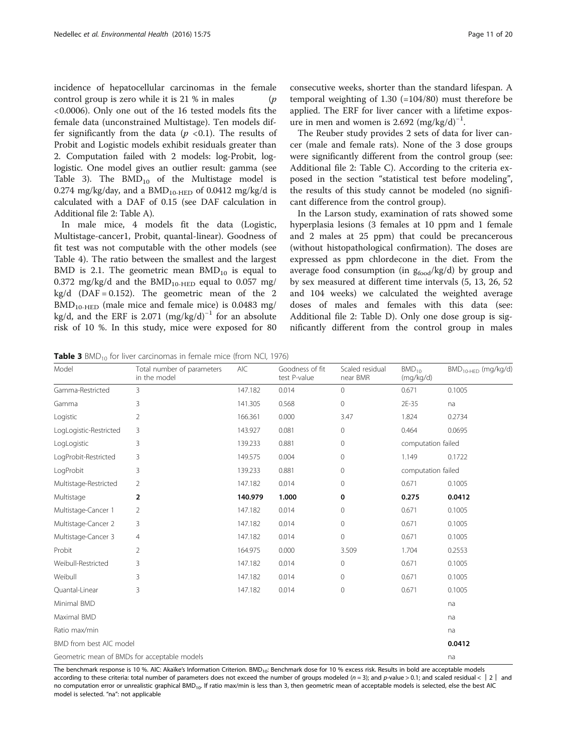incidence of hepatocellular carcinomas in the female control group is zero while it is 21 % in males ($p$ <0.0006). Only one out of the 16 tested models fits the female data (unconstrained Multistage). Ten models differ significantly from the data ($p$ <0.1). The results of Probit and Logistic models exhibit residuals greater than 2. Computation failed with 2 models: log-Probit, log-logistic. One model gives an outlier result: gamma (see Table 3). The $BMD_{10}$ of the Multistage model is 0.274 mg/kg/day, and a $BMD_{10\text{-HED}}$ of 0.0412 mg/kg/d is calculated with a DAF of 0.15 (see DAF calculation in Additional file 2: Table A).

In male mice, 4 models fit the data (Logistic, Multistage-cancer1, Probit, quantal-linear). Goodness of fit test was not computable with the other models (see Table 4). The ratio between the smallest and the largest BMD is 2.1. The geometric mean $BMD_{10}$ is equal to 0.372 mg/kg/d and the $BMD_{10\text{-HED}}$ equal to 0.057 mg/kg/d (DAF = 0.152). The geometric mean of the 2 $BMD_{10\text{-HED}}$ (male mice and female mice) is 0.0483 mg/kg/d, and the ERF is 2.071 $(mg/kg/d)^{-1}$ for an absolute risk of 10 %. In this study, mice were exposed for 80 consecutive weeks, shorter than the standard lifespan. A temporal weighting of 1.30 (=104/80) must therefore be applied. The ERF for liver cancer with a lifetime exposure in men and women is 2.692 $(mg/kg/d)^{-1}$.

The Reuber study provides 2 sets of data for liver cancer (male and female rats). None of the 3 dose groups were significantly different from the control group (see: Additional file 2: Table C). According to the criteria exposed in the section "statistical test before modeling", the results of this study cannot be modeled (no significant difference from the control group).

In the Larson study, examination of rats showed some hyperplasia lesions (3 females at 10 ppm and 1 female and 2 males at 25 ppm) that could be precancerous (without histopathological confirmation). The doses are expressed as ppm chlordecone in the diet. From the average food consumption (in $g_{food}$/kg/d) by group and by sex measured at different time intervals (5, 13, 26, 52 and 104 weeks) we calculated the weighted average doses of males and females with this data (see: Additional file 2: Table D). Only one dose group is significantly different from the control group in males

**Table 3** $BMD_{10}$ for liver carcinomas in female mice (from NCI, 1976)

| Model | Total number of parameters in the model | AIC | Goodness of fit test P-value | Scaled residual near BMR | $BMD_{10}$ (mg/kg/d) | $BMD_{10\text{-HED}}$ (mg/kg/d) |
|---|---|---|---|---|---|---|
| Gamma-Restricted | 3 | 147.182 | 0.014 | 0 | 0.671 | 0.1005 |
| Gamma | 3 | 141.305 | 0.568 | 0 | 2E-35 | na |
| Logistic | 2 | 166.361 | 0.000 | 3.47 | 1.824 | 0.2734 |
| LogLogistic-Restricted | 3 | 143.927 | 0.081 | 0 | 0.464 | 0.0695 |
| LogLogistic | 3 | 139.233 | 0.881 | 0 | computation failed | |
| LogProbit-Restricted | 3 | 149.575 | 0.004 | 0 | 1.149 | 0.1722 |
| LogProbit | 3 | 139.233 | 0.881 | 0 | computation failed | |
| Multistage-Restricted | 2 | 147.182 | 0.014 | 0 | 0.671 | 0.1005 |
| **Multistage** | **2** | **140.979** | **1.000** | **0** | **0.275** | **0.0412** |
| Multistage-Cancer 1 | 2 | 147.182 | 0.014 | 0 | 0.671 | 0.1005 |
| Multistage-Cancer 2 | 3 | 147.182 | 0.014 | 0 | 0.671 | 0.1005 |
| Multistage-Cancer 3 | 4 | 147.182 | 0.014 | 0 | 0.671 | 0.1005 |
| Probit | 2 | 164.975 | 0.000 | 3.509 | 1.704 | 0.2553 |
| Weibull-Restricted | 3 | 147.182 | 0.014 | 0 | 0.671 | 0.1005 |
| Weibull | 3 | 147.182 | 0.014 | 0 | 0.671 | 0.1005 |
| Quantal-Linear | 3 | 147.182 | 0.014 | 0 | 0.671 | 0.1005 |
| Minimal BMD | | | | | | na |
| Maximal BMD | | | | | | na |
| Ratio max/min | | | | | | na |
| BMD from best AIC model | | | | | | **0.0412** |
| Geometric mean of BMDs for acceptable models | | | | | | na |

The benchmark response is 10 %. AIC: Akaïke's Information Criterion. $BMD_{10}$: Benchmark dose for 10 % excess risk. Results in bold are acceptable models according to these criteria: total number of parameters does not exceed the number of groups modeled ($n$ = 3); and $p$-value > 0.1; and scaled residual < | 2 | and no computation error or unrealistic graphical $BMD_{10}$. If ratio max/min is less than 3, then geometric mean of acceptable models is selected, else the best AIC model is selected. "na": not applicable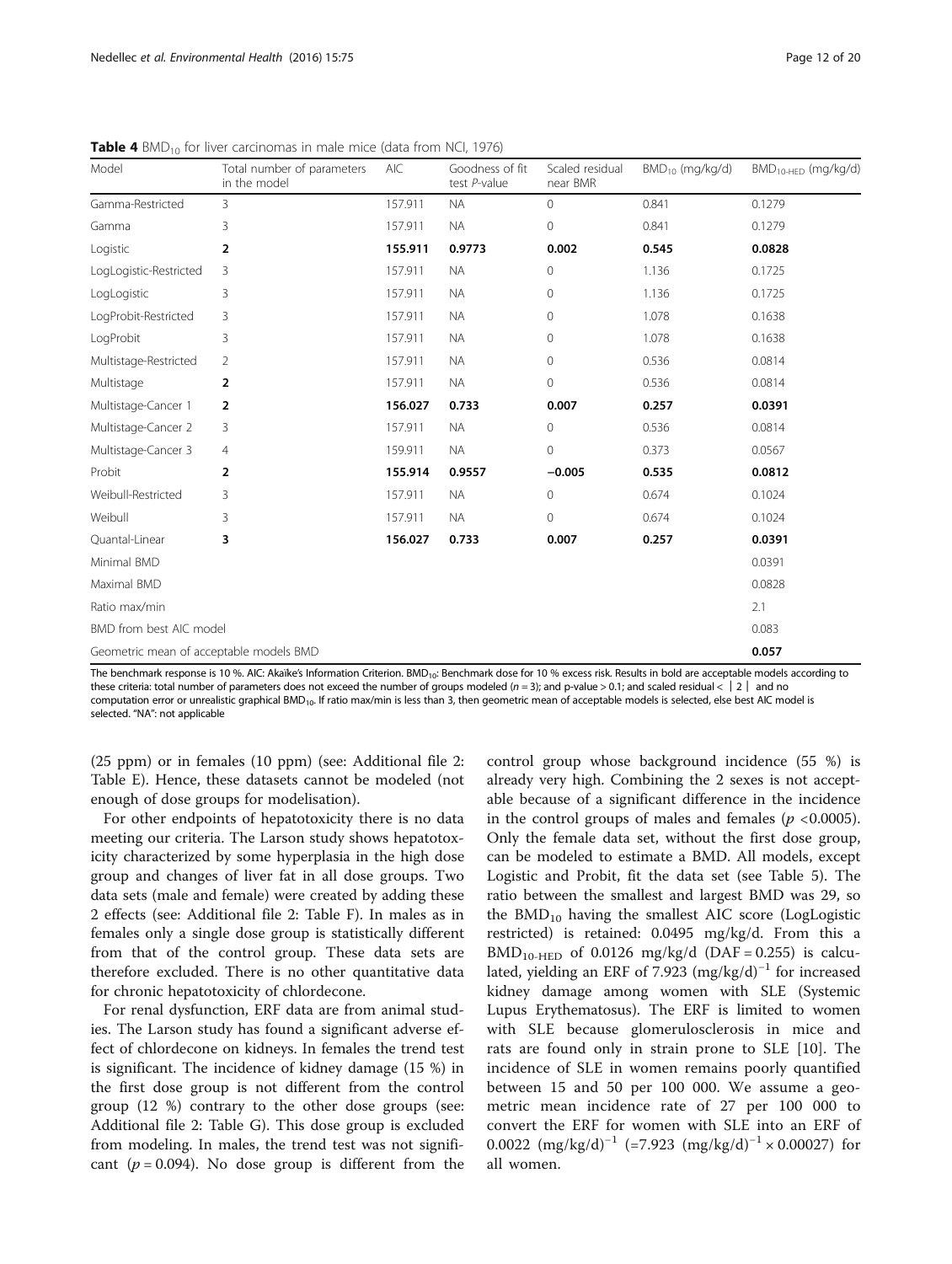**Table 4** $BMD_{10}$ for liver carcinomas in male mice (data from NCI, 1976)

| Model | Total number of parameters in the model | AIC | Goodness of fit test *P*-value | Scaled residual near BMR | $BMD_{10}$ (mg/kg/d) | $BMD_{10\text{-}HED}$ (mg/kg/d) |
|---|---|---|---|---|---|---|
| Gamma-Restricted | 3 | 157.911 | NA | 0 | 0.841 | 0.1279 |
| Gamma | 3 | 157.911 | NA | 0 | 0.841 | 0.1279 |
| Logistic | **2** | **155.911** | **0.9773** | **0.002** | **0.545** | **0.0828** |
| LogLogistic-Restricted | 3 | 157.911 | NA | 0 | 1.136 | 0.1725 |
| LogLogistic | 3 | 157.911 | NA | 0 | 1.136 | 0.1725 |
| LogProbit-Restricted | 3 | 157.911 | NA | 0 | 1.078 | 0.1638 |
| LogProbit | 3 | 157.911 | NA | 0 | 1.078 | 0.1638 |
| Multistage-Restricted | 2 | 157.911 | NA | 0 | 0.536 | 0.0814 |
| Multistage | **2** | 157.911 | NA | 0 | 0.536 | 0.0814 |
| Multistage-Cancer 1 | **2** | **156.027** | **0.733** | **0.007** | **0.257** | **0.0391** |
| Multistage-Cancer 2 | 3 | 157.911 | NA | 0 | 0.536 | 0.0814 |
| Multistage-Cancer 3 | 4 | 159.911 | NA | 0 | 0.373 | 0.0567 |
| Probit | **2** | **155.914** | **0.9557** | **−0.005** | **0.535** | **0.0812** |
| Weibull-Restricted | 3 | 157.911 | NA | 0 | 0.674 | 0.1024 |
| Weibull | 3 | 157.911 | NA | 0 | 0.674 | 0.1024 |
| Quantal-Linear | **3** | **156.027** | **0.733** | **0.007** | **0.257** | **0.0391** |
| Minimal BMD | | | | | | 0.0391 |
| Maximal BMD | | | | | | 0.0828 |
| Ratio max/min | | | | | | 2.1 |
| BMD from best AIC model | | | | | | 0.083 |
| Geometric mean of acceptable models BMD | | | | | | **0.057** |

The benchmark response is 10 %. AIC: Akaïke's Information Criterion. $BMD_{10}$: Benchmark dose for 10 % excess risk. Results in bold are acceptable models according to these criteria: total number of parameters does not exceed the number of groups modeled ($n = 3$); and p-value > 0.1; and scaled residual < ∣ 2 ∣ and no computation error or unrealistic graphical $BMD_{10}$. If ratio max/min is less than 3, then geometric mean of acceptable models is selected, else best AIC model is selected. "NA": not applicable

(25 ppm) or in females (10 ppm) (see: Additional file 2: Table E). Hence, these datasets cannot be modeled (not enough of dose groups for modelisation).

For other endpoints of hepatotoxicity there is no data meeting our criteria. The Larson study shows hepatotoxicity characterized by some hyperplasia in the high dose group and changes of liver fat in all dose groups. Two data sets (male and female) were created by adding these 2 effects (see: Additional file 2: Table F). In males as in females only a single dose group is statistically different from that of the control group. These data sets are therefore excluded. There is no other quantitative data for chronic hepatotoxicity of chlordecone.

For renal dysfunction, ERF data are from animal studies. The Larson study has found a significant adverse effect of chlordecone on kidneys. In females the trend test is significant. The incidence of kidney damage (15 %) in the first dose group is not different from the control group (12 %) contrary to the other dose groups (see: Additional file 2: Table G). This dose group is excluded from modeling. In males, the trend test was not significant ($p = 0.094$). No dose group is different from the control group whose background incidence (55 %) is already very high. Combining the 2 sexes is not acceptable because of a significant difference in the incidence in the control groups of males and females ($p < 0.0005$). Only the female data set, without the first dose group, can be modeled to estimate a BMD. All models, except Logistic and Probit, fit the data set (see Table 5). The ratio between the smallest and largest BMD was 29, so the $BMD_{10}$ having the smallest AIC score (LogLogistic restricted) is retained: 0.0495 mg/kg/d. From this a $BMD_{10\text{-}HED}$ of 0.0126 mg/kg/d (DAF = 0.255) is calculated, yielding an ERF of 7.923 $(mg/kg/d)^{-1}$ for increased kidney damage among women with SLE (Systemic Lupus Erythematosus). The ERF is limited to women with SLE because glomerulosclerosis in mice and rats are found only in strain prone to SLE [10]. The incidence of SLE in women remains poorly quantified between 15 and 50 per 100 000. We assume a geometric mean incidence rate of 27 per 100 000 to convert the ERF for women with SLE into an ERF of 0.0022 $(mg/kg/d)^{-1}$ (=7.923 $(mg/kg/d)^{-1} \times 0.00027$) for all women.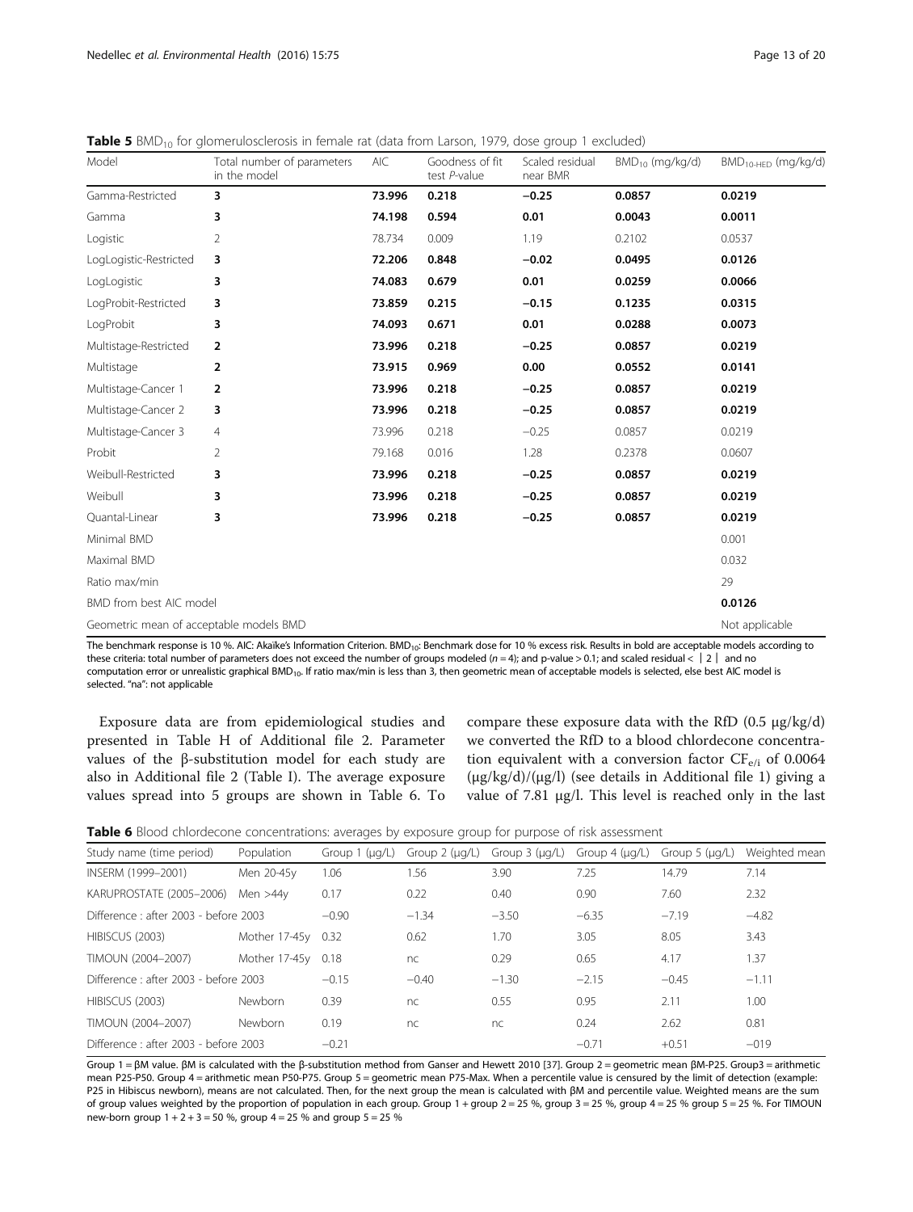**Table 5** $BMD_{10}$ for glomerulosclerosis in female rat (data from Larson, 1979, dose group 1 excluded)

| Model | Total number of parameters in the model | AIC | Goodness of fit test *P*-value | Scaled residual near BMR | $BMD_{10}$ (mg/kg/d) | $BMD_{10\text{-HED}}$ (mg/kg/d) |
|---|---|---|---|---|---|---|
| Gamma-Restricted | **3** | **73.996** | **0.218** | **−0.25** | **0.0857** | **0.0219** |
| Gamma | **3** | **74.198** | **0.594** | **0.01** | **0.0043** | **0.0011** |
| Logistic | 2 | 78.734 | 0.009 | 1.19 | 0.2102 | 0.0537 |
| LogLogistic-Restricted | **3** | **72.206** | **0.848** | **−0.02** | **0.0495** | **0.0126** |
| LogLogistic | **3** | **74.083** | **0.679** | **0.01** | **0.0259** | **0.0066** |
| LogProbit-Restricted | **3** | **73.859** | **0.215** | **−0.15** | **0.1235** | **0.0315** |
| LogProbit | **3** | **74.093** | **0.671** | **0.01** | **0.0288** | **0.0073** |
| Multistage-Restricted | **2** | **73.996** | **0.218** | **−0.25** | **0.0857** | **0.0219** |
| Multistage | **2** | **73.915** | **0.969** | **0.00** | **0.0552** | **0.0141** |
| Multistage-Cancer 1 | **2** | **73.996** | **0.218** | **−0.25** | **0.0857** | **0.0219** |
| Multistage-Cancer 2 | **3** | **73.996** | **0.218** | **−0.25** | **0.0857** | **0.0219** |
| Multistage-Cancer 3 | 4 | 73.996 | 0.218 | −0.25 | 0.0857 | 0.0219 |
| Probit | 2 | 79.168 | 0.016 | 1.28 | 0.2378 | 0.0607 |
| Weibull-Restricted | **3** | **73.996** | **0.218** | **−0.25** | **0.0857** | **0.0219** |
| Weibull | **3** | **73.996** | **0.218** | **−0.25** | **0.0857** | **0.0219** |
| Quantal-Linear | **3** | **73.996** | **0.218** | **−0.25** | **0.0857** | **0.0219** |
| Minimal BMD | | | | | | 0.001 |
| Maximal BMD | | | | | | 0.032 |
| Ratio max/min | | | | | | 29 |
| BMD from best AIC model | | | | | | **0.0126** |
| Geometric mean of acceptable models BMD | | | | | | Not applicable |

The benchmark response is 10 %. AIC: Akaïke's Information Criterion. $BMD_{10}$: Benchmark dose for 10 % excess risk. Results in bold are acceptable models according to these criteria: total number of parameters does not exceed the number of groups modeled ($n = 4$); and p-value > 0.1; and scaled residual < ∣ 2 ∣ and no computation error or unrealistic graphical $BMD_{10}$. If ratio max/min is less than 3, then geometric mean of acceptable models is selected, else best AIC model is selected. "na": not applicable

Exposure data are from epidemiological studies and presented in Table H of Additional file 2. Parameter values of the β-substitution model for each study are also in Additional file 2 (Table I). The average exposure values spread into 5 groups are shown in Table 6. To compare these exposure data with the RfD (0.5 μg/kg/d) we converted the RfD to a blood chlordecone concentration equivalent with a conversion factor $CF_{e/i}$ of 0.0064 (μg/kg/d)/(μg/l) (see details in Additional file 1) giving a value of 7.81 μg/l. This level is reached only in the last

**Table 6** Blood chlordecone concentrations: averages by exposure group for purpose of risk assessment

| Study name (time period) | Population | Group 1 (μg/L) | Group 2 (μg/L) | Group 3 (μg/L) | Group 4 (μg/L) | Group 5 (μg/L) | Weighted mean |
|---|---|---|---|---|---|---|---|
| INSERM (1999–2001) | Men 20-45y | 1.06 | 1.56 | 3.90 | 7.25 | 14.79 | 7.14 |
| KARUPROSTATE (2005–2006) | Men >44y | 0.17 | 0.22 | 0.40 | 0.90 | 7.60 | 2.32 |
| Difference : after 2003 - before 2003 | | −0.90 | −1.34 | −3.50 | −6.35 | −7.19 | −4.82 |
| HIBISCUS (2003) | Mother 17-45y | 0.32 | 0.62 | 1.70 | 3.05 | 8.05 | 3.43 |
| TIMOUN (2004–2007) | Mother 17-45y | 0.18 | nc | 0.29 | 0.65 | 4.17 | 1.37 |
| Difference : after 2003 - before 2003 | | −0.15 | −0.40 | −1.30 | −2.15 | −0.45 | −1.11 |
| HIBISCUS (2003) | Newborn | 0.39 | nc | 0.55 | 0.95 | 2.11 | 1.00 |
| TIMOUN (2004–2007) | Newborn | 0.19 | nc | nc | 0.24 | 2.62 | 0.81 |
| Difference : after 2003 - before 2003 | | −0.21 | | | −0.71 | +0.51 | −019 |

Group 1 = βM value. βM is calculated with the β-substitution method from Ganser and Hewett 2010 [37]. Group 2 = geometric mean βM-P25. Group3 = arithmetic mean P25-P50. Group 4 = arithmetic mean P50-P75. Group 5 = geometric mean P75-Max. When a percentile value is censured by the limit of detection (example: P25 in Hibiscus newborn), means are not calculated. Then, for the next group the mean is calculated with βM and percentile value. Weighted means are the sum of group values weighted by the proportion of population in each group. Group 1 + group 2 = 25 %, group 3 = 25 %, group 4 = 25 % group 5 = 25 %. For TIMOUN new-born group 1 + 2 + 3 = 50 %, group 4 = 25 % and group 5 = 25 %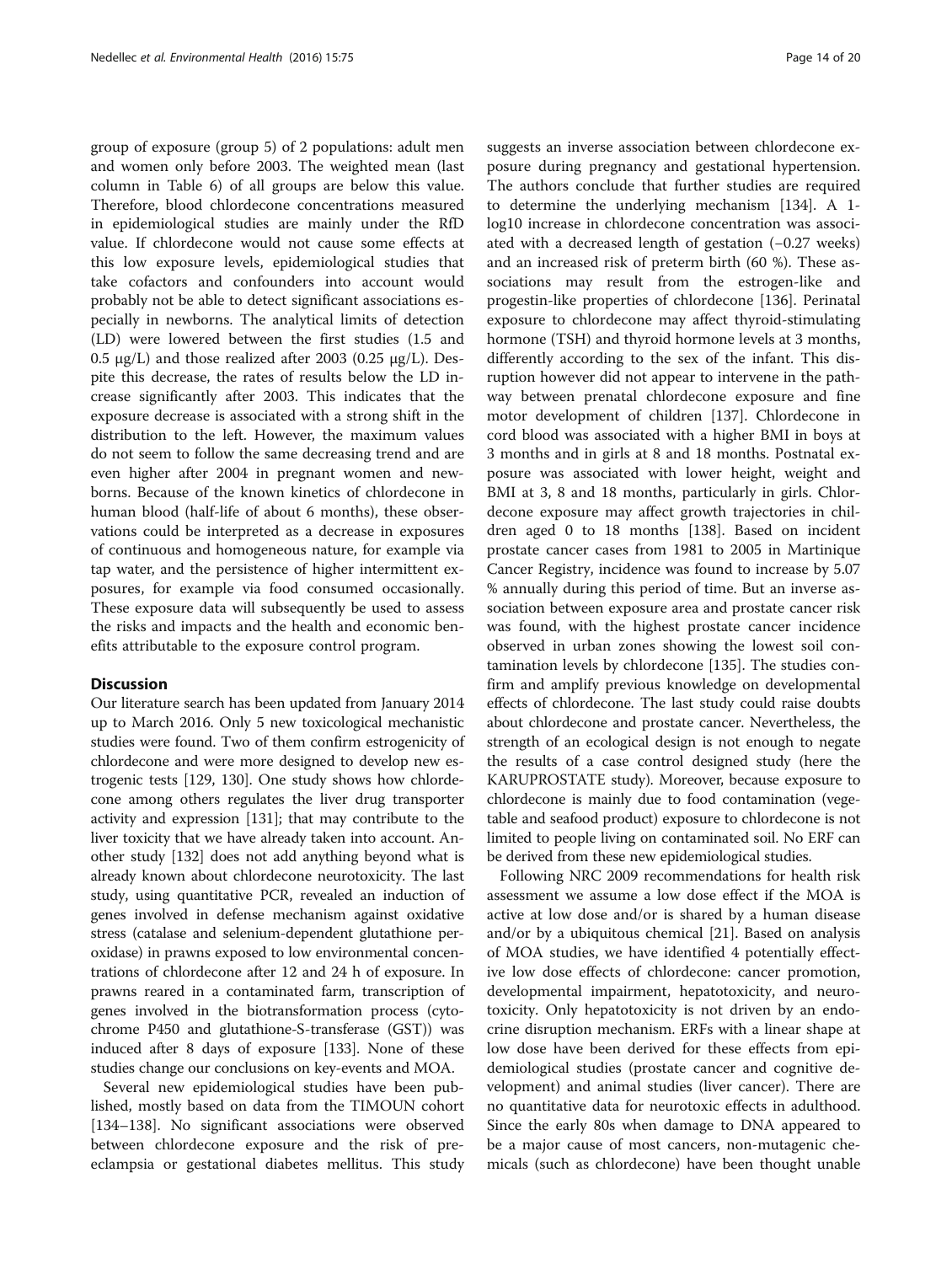group of exposure (group 5) of 2 populations: adult men and women only before 2003. The weighted mean (last column in Table 6) of all groups are below this value. Therefore, blood chlordecone concentrations measured in epidemiological studies are mainly under the RfD value. If chlordecone would not cause some effects at this low exposure levels, epidemiological studies that take cofactors and confounders into account would probably not be able to detect significant associations especially in newborns. The analytical limits of detection (LD) were lowered between the first studies (1.5 and 0.5 μg/L) and those realized after 2003 (0.25 μg/L). Despite this decrease, the rates of results below the LD increase significantly after 2003. This indicates that the exposure decrease is associated with a strong shift in the distribution to the left. However, the maximum values do not seem to follow the same decreasing trend and are even higher after 2004 in pregnant women and newborns. Because of the known kinetics of chlordecone in human blood (half-life of about 6 months), these observations could be interpreted as a decrease in exposures of continuous and homogeneous nature, for example via tap water, and the persistence of higher intermittent exposures, for example via food consumed occasionally. These exposure data will subsequently be used to assess the risks and impacts and the health and economic benefits attributable to the exposure control program.

## Discussion

Our literature search has been updated from January 2014 up to March 2016. Only 5 new toxicological mechanistic studies were found. Two of them confirm estrogenicity of chlordecone and were more designed to develop new estrogenic tests [129, 130]. One study shows how chlordecone among others regulates the liver drug transporter activity and expression [131]; that may contribute to the liver toxicity that we have already taken into account. Another study [132] does not add anything beyond what is already known about chlordecone neurotoxicity. The last study, using quantitative PCR, revealed an induction of genes involved in defense mechanism against oxidative stress (catalase and selenium-dependent glutathione peroxidase) in prawns exposed to low environmental concentrations of chlordecone after 12 and 24 h of exposure. In prawns reared in a contaminated farm, transcription of genes involved in the biotransformation process (cytochrome P450 and glutathione-S-transferase (GST)) was induced after 8 days of exposure [133]. None of these studies change our conclusions on key-events and MOA.

Several new epidemiological studies have been published, mostly based on data from the TIMOUN cohort [134–138]. No significant associations were observed between chlordecone exposure and the risk of preeclampsia or gestational diabetes mellitus. This study suggests an inverse association between chlordecone exposure during pregnancy and gestational hypertension. The authors conclude that further studies are required to determine the underlying mechanism [134]. A 1-log10 increase in chlordecone concentration was associated with a decreased length of gestation (−0.27 weeks) and an increased risk of preterm birth (60 %). These associations may result from the estrogen-like and progestin-like properties of chlordecone [136]. Perinatal exposure to chlordecone may affect thyroid-stimulating hormone (TSH) and thyroid hormone levels at 3 months, differently according to the sex of the infant. This disruption however did not appear to intervene in the pathway between prenatal chlordecone exposure and fine motor development of children [137]. Chlordecone in cord blood was associated with a higher BMI in boys at 3 months and in girls at 8 and 18 months. Postnatal exposure was associated with lower height, weight and BMI at 3, 8 and 18 months, particularly in girls. Chlordecone exposure may affect growth trajectories in children aged 0 to 18 months [138]. Based on incident prostate cancer cases from 1981 to 2005 in Martinique Cancer Registry, incidence was found to increase by 5.07 % annually during this period of time. But an inverse association between exposure area and prostate cancer risk was found, with the highest prostate cancer incidence observed in urban zones showing the lowest soil contamination levels by chlordecone [135]. The studies confirm and amplify previous knowledge on developmental effects of chlordecone. The last study could raise doubts about chlordecone and prostate cancer. Nevertheless, the strength of an ecological design is not enough to negate the results of a case control designed study (here the KARUPROSTATE study). Moreover, because exposure to chlordecone is mainly due to food contamination (vegetable and seafood product) exposure to chlordecone is not limited to people living on contaminated soil. No ERF can be derived from these new epidemiological studies.

Following NRC 2009 recommendations for health risk assessment we assume a low dose effect if the MOA is active at low dose and/or is shared by a human disease and/or by a ubiquitous chemical [21]. Based on analysis of MOA studies, we have identified 4 potentially effective low dose effects of chlordecone: cancer promotion, developmental impairment, hepatotoxicity, and neurotoxicity. Only hepatotoxicity is not driven by an endocrine disruption mechanism. ERFs with a linear shape at low dose have been derived for these effects from epidemiological studies (prostate cancer and cognitive development) and animal studies (liver cancer). There are no quantitative data for neurotoxic effects in adulthood. Since the early 80s when damage to DNA appeared to be a major cause of most cancers, non-mutagenic chemicals (such as chlordecone) have been thought unable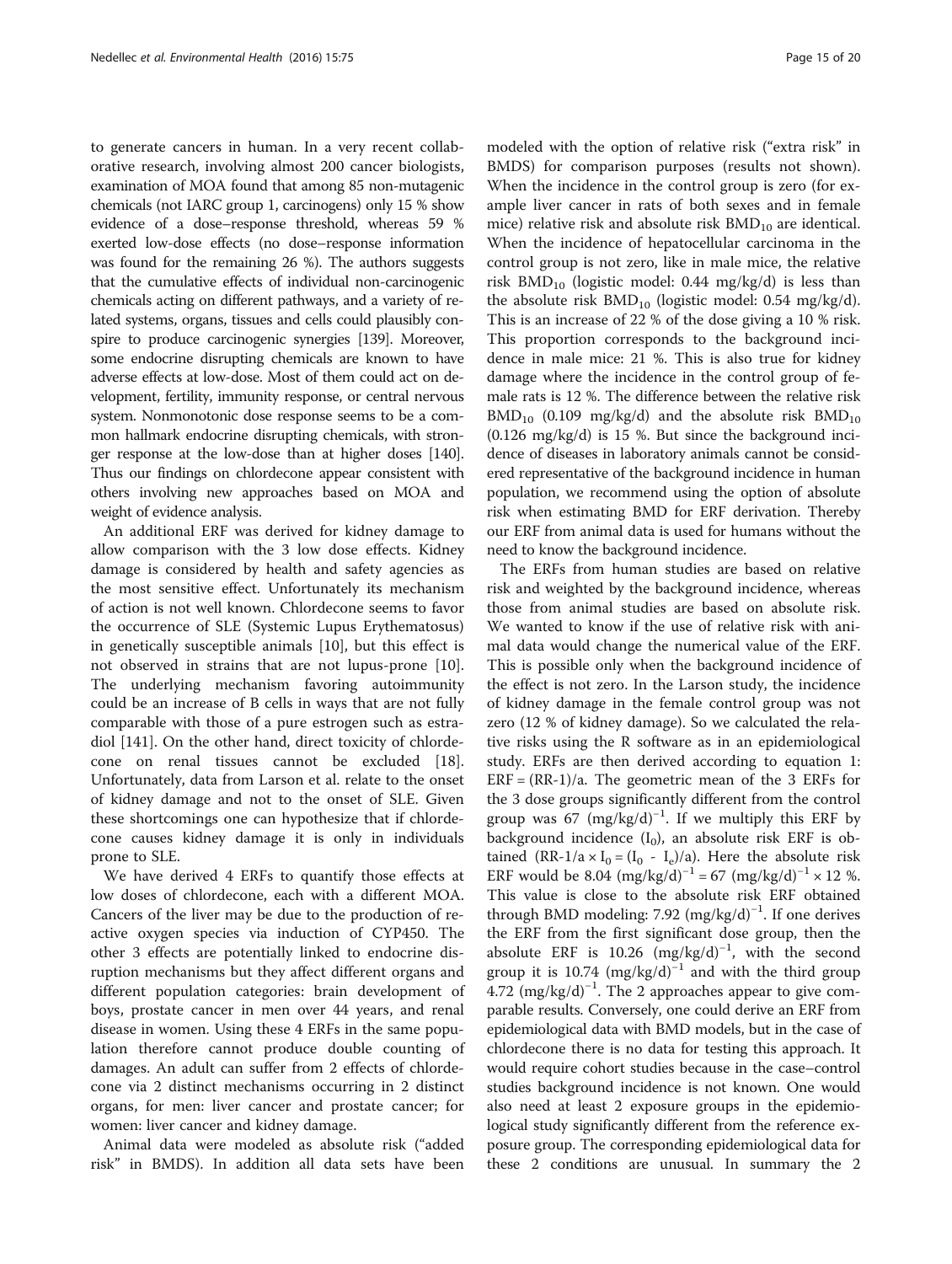to generate cancers in human. In a very recent collaborative research, involving almost 200 cancer biologists, examination of MOA found that among 85 non-mutagenic chemicals (not IARC group 1, carcinogens) only 15 % show evidence of a dose–response threshold, whereas 59 % exerted low-dose effects (no dose–response information was found for the remaining 26 %). The authors suggests that the cumulative effects of individual non-carcinogenic chemicals acting on different pathways, and a variety of related systems, organs, tissues and cells could plausibly conspire to produce carcinogenic synergies [139]. Moreover, some endocrine disrupting chemicals are known to have adverse effects at low-dose. Most of them could act on development, fertility, immunity response, or central nervous system. Nonmonotonic dose response seems to be a common hallmark endocrine disrupting chemicals, with stronger response at the low-dose than at higher doses [140]. Thus our findings on chlordecone appear consistent with others involving new approaches based on MOA and weight of evidence analysis.

An additional ERF was derived for kidney damage to allow comparison with the 3 low dose effects. Kidney damage is considered by health and safety agencies as the most sensitive effect. Unfortunately its mechanism of action is not well known. Chlordecone seems to favor the occurrence of SLE (Systemic Lupus Erythematosus) in genetically susceptible animals [10], but this effect is not observed in strains that are not lupus-prone [10]. The underlying mechanism favoring autoimmunity could be an increase of B cells in ways that are not fully comparable with those of a pure estrogen such as estradiol [141]. On the other hand, direct toxicity of chlordecone on renal tissues cannot be excluded [18]. Unfortunately, data from Larson et al. relate to the onset of kidney damage and not to the onset of SLE. Given these shortcomings one can hypothesize that if chlordecone causes kidney damage it is only in individuals prone to SLE.

We have derived 4 ERFs to quantify those effects at low doses of chlordecone, each with a different MOA. Cancers of the liver may be due to the production of reactive oxygen species via induction of CYP450. The other 3 effects are potentially linked to endocrine disruption mechanisms but they affect different organs and different population categories: brain development of boys, prostate cancer in men over 44 years, and renal disease in women. Using these 4 ERFs in the same population therefore cannot produce double counting of damages. An adult can suffer from 2 effects of chlordecone via 2 distinct mechanisms occurring in 2 distinct organs, for men: liver cancer and prostate cancer; for women: liver cancer and kidney damage.

Animal data were modeled as absolute risk ("added risk" in BMDS). In addition all data sets have been modeled with the option of relative risk ("extra risk" in BMDS) for comparison purposes (results not shown). When the incidence in the control group is zero (for example liver cancer in rats of both sexes and in female mice) relative risk and absolute risk $BMD_{10}$ are identical. When the incidence of hepatocellular carcinoma in the control group is not zero, like in male mice, the relative risk $BMD_{10}$ (logistic model: 0.44 mg/kg/d) is less than the absolute risk $BMD_{10}$ (logistic model: 0.54 mg/kg/d). This is an increase of 22 % of the dose giving a 10 % risk. This proportion corresponds to the background incidence in male mice: 21 %. This is also true for kidney damage where the incidence in the control group of female rats is 12 %. The difference between the relative risk $BMD_{10}$ (0.109 mg/kg/d) and the absolute risk $BMD_{10}$ (0.126 mg/kg/d) is 15 %. But since the background incidence of diseases in laboratory animals cannot be considered representative of the background incidence in human population, we recommend using the option of absolute risk when estimating BMD for ERF derivation. Thereby our ERF from animal data is used for humans without the need to know the background incidence.

The ERFs from human studies are based on relative risk and weighted by the background incidence, whereas those from animal studies are based on absolute risk. We wanted to know if the use of relative risk with animal data would change the numerical value of the ERF. This is possible only when the background incidence of the effect is not zero. In the Larson study, the incidence of kidney damage in the female control group was not zero (12 % of kidney damage). So we calculated the relative risks using the R software as in an epidemiological study. ERFs are then derived according to equation 1: $ERF = (RR\text{-}1)/a$. The geometric mean of the 3 ERFs for the 3 dose groups significantly different from the control group was 67 $(mg/kg/d)^{-1}$. If we multiply this ERF by background incidence ($I_0$), an absolute risk ERF is obtained ($RR\text{-}1/a \times I_0 = (I_0 - I_e)/a$). Here the absolute risk ERF would be 8.04 $(mg/kg/d)^{-1}$ = 67 $(mg/kg/d)^{-1} \times 12$ %. This value is close to the absolute risk ERF obtained through BMD modeling: 7.92 $(mg/kg/d)^{-1}$. If one derives the ERF from the first significant dose group, then the absolute ERF is 10.26 $(mg/kg/d)^{-1}$, with the second group it is 10.74 $(mg/kg/d)^{-1}$ and with the third group 4.72 $(mg/kg/d)^{-1}$. The 2 approaches appear to give comparable results. Conversely, one could derive an ERF from epidemiological data with BMD models, but in the case of chlordecone there is no data for testing this approach. It would require cohort studies because in the case–control studies background incidence is not known. One would also need at least 2 exposure groups in the epidemiological study significantly different from the reference exposure group. The corresponding epidemiological data for these 2 conditions are unusual. In summary the 2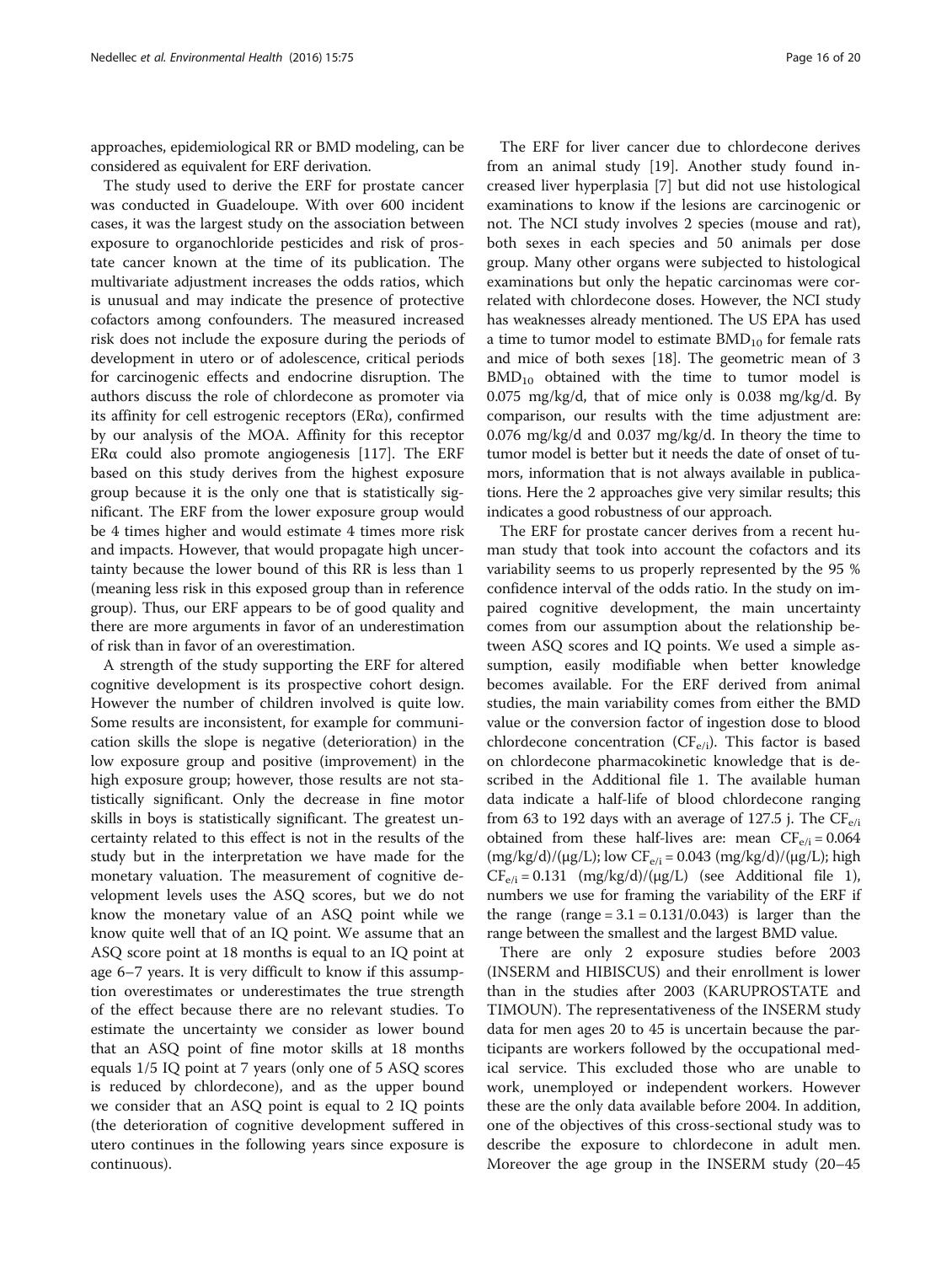approaches, epidemiological RR or BMD modeling, can be considered as equivalent for ERF derivation.

The study used to derive the ERF for prostate cancer was conducted in Guadeloupe. With over 600 incident cases, it was the largest study on the association between exposure to organochloride pesticides and risk of prostate cancer known at the time of its publication. The multivariate adjustment increases the odds ratios, which is unusual and may indicate the presence of protective cofactors among confounders. The measured increased risk does not include the exposure during the periods of development in utero or of adolescence, critical periods for carcinogenic effects and endocrine disruption. The authors discuss the role of chlordecone as promoter via its affinity for cell estrogenic receptors (ERα), confirmed by our analysis of the MOA. Affinity for this receptor ERα could also promote angiogenesis [117]. The ERF based on this study derives from the highest exposure group because it is the only one that is statistically significant. The ERF from the lower exposure group would be 4 times higher and would estimate 4 times more risk and impacts. However, that would propagate high uncertainty because the lower bound of this RR is less than 1 (meaning less risk in this exposed group than in reference group). Thus, our ERF appears to be of good quality and there are more arguments in favor of an underestimation of risk than in favor of an overestimation.

A strength of the study supporting the ERF for altered cognitive development is its prospective cohort design. However the number of children involved is quite low. Some results are inconsistent, for example for communication skills the slope is negative (deterioration) in the low exposure group and positive (improvement) in the high exposure group; however, those results are not statistically significant. Only the decrease in fine motor skills in boys is statistically significant. The greatest uncertainty related to this effect is not in the results of the study but in the interpretation we have made for the monetary valuation. The measurement of cognitive development levels uses the ASQ scores, but we do not know the monetary value of an ASQ point while we know quite well that of an IQ point. We assume that an ASQ score point at 18 months is equal to an IQ point at age 6–7 years. It is very difficult to know if this assumption overestimates or underestimates the true strength of the effect because there are no relevant studies. To estimate the uncertainty we consider as lower bound that an ASQ point of fine motor skills at 18 months equals 1/5 IQ point at 7 years (only one of 5 ASQ scores is reduced by chlordecone), and as the upper bound we consider that an ASQ point is equal to 2 IQ points (the deterioration of cognitive development suffered in utero continues in the following years since exposure is continuous).

The ERF for liver cancer due to chlordecone derives from an animal study [19]. Another study found increased liver hyperplasia [7] but did not use histological examinations to know if the lesions are carcinogenic or not. The NCI study involves 2 species (mouse and rat), both sexes in each species and 50 animals per dose group. Many other organs were subjected to histological examinations but only the hepatic carcinomas were correlated with chlordecone doses. However, the NCI study has weaknesses already mentioned. The US EPA has used a time to tumor model to estimate $BMD_{10}$ for female rats and mice of both sexes [18]. The geometric mean of 3 $BMD_{10}$ obtained with the time to tumor model is 0.075 mg/kg/d, that of mice only is 0.038 mg/kg/d. By comparison, our results with the time adjustment are: 0.076 mg/kg/d and 0.037 mg/kg/d. In theory the time to tumor model is better but it needs the date of onset of tumors, information that is not always available in publications. Here the 2 approaches give very similar results; this indicates a good robustness of our approach.

The ERF for prostate cancer derives from a recent human study that took into account the cofactors and its variability seems to us properly represented by the 95 % confidence interval of the odds ratio. In the study on impaired cognitive development, the main uncertainty comes from our assumption about the relationship between ASQ scores and IQ points. We used a simple assumption, easily modifiable when better knowledge becomes available. For the ERF derived from animal studies, the main variability comes from either the BMD value or the conversion factor of ingestion dose to blood chlordecone concentration ($CF_{e/i}$). This factor is based on chlordecone pharmacokinetic knowledge that is described in the Additional file 1. The available human data indicate a half-life of blood chlordecone ranging from 63 to 192 days with an average of 127.5 j. The $CF_{e/i}$ obtained from these half-lives are: mean $CF_{e/i} = 0.064$ (mg/kg/d)/(μg/L); low $CF_{e/i} = 0.043$ (mg/kg/d)/(μg/L); high $CF_{e/i} = 0.131$ (mg/kg/d)/(μg/L) (see Additional file 1), numbers we use for framing the variability of the ERF if the range (range = 3.1 = 0.131/0.043) is larger than the range between the smallest and the largest BMD value.

There are only 2 exposure studies before 2003 (INSERM and HIBISCUS) and their enrollment is lower than in the studies after 2003 (KARUPROSTATE and TIMOUN). The representativeness of the INSERM study data for men ages 20 to 45 is uncertain because the participants are workers followed by the occupational medical service. This excluded those who are unable to work, unemployed or independent workers. However these are the only data available before 2004. In addition, one of the objectives of this cross-sectional study was to describe the exposure to chlordecone in adult men. Moreover the age group in the INSERM study (20–45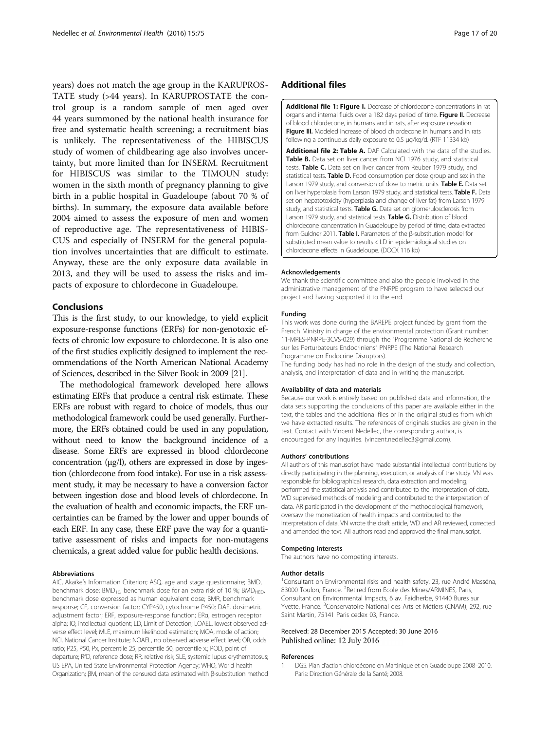years) does not match the age group in the KARUPROSTATE study (>44 years). In KARUPROSTATE the control group is a random sample of men aged over 44 years summoned by the national health insurance for free and systematic health screening; a recruitment bias is unlikely. The representativeness of the HIBISCUS study of women of childbearing age also involves uncertainty, but more limited than for INSERM. Recruitment for HIBISCUS was similar to the TIMOUN study: women in the sixth month of pregnancy planning to give birth in a public hospital in Guadeloupe (about 70 % of births). In summary, the exposure data available before 2004 aimed to assess the exposure of men and women of reproductive age. The representativeness of HIBISCUS and especially of INSERM for the general population involves uncertainties that are difficult to estimate. Anyway, these are the only exposure data available in 2013, and they will be used to assess the risks and impacts of exposure to chlordecone in Guadeloupe.

## Conclusions

This is the first study, to our knowledge, to yield explicit exposure-response functions (ERFs) for non-genotoxic effects of chronic low exposure to chlordecone. It is also one of the first studies explicitly designed to implement the recommendations of the North American National Academy of Sciences, described in the Silver Book in 2009 [21].

The methodological framework developed here allows estimating ERFs that produce a central risk estimate. These ERFs are robust with regard to choice of models, thus our methodological framework could be used generally. Furthermore, the ERFs obtained could be used in any population, without need to know the background incidence of a disease. Some ERFs are expressed in blood chlordecone concentration (μg/l), others are expressed in dose by ingestion (chlordecone from food intake). For use in a risk assessment study, it may be necessary to have a conversion factor between ingestion dose and blood levels of chlordecone. In the evaluation of health and economic impacts, the ERF uncertainties can be framed by the lower and upper bounds of each ERF. In any case, these ERF pave the way for a quantitative assessment of risks and impacts for non-mutagens chemicals, a great added value for public health decisions.

#### Abbreviations

AIC, Akaike's Information Criterion; ASQ, age and stage questionnaire; BMD, benchmark dose; $BMD_{10}$, benchmark dose for an extra risk of 10 %; $BMD_{HED}$, benchmark dose expressed as human equivalent dose; BMR, benchmark response; CF, conversion factor; CYP450, cytochrome P450; DAF, dosimetric adjustment factor; ERF, exposure-response function; ERα, estrogen receptor alpha; IQ, intellectual quotient; LD, Limit of Detection; LOAEL, lowest observed adverse effect level; MLE, maximum likelihood estimation; MOA, mode of action; NCI, National Cancer Institute; NOAEL, no observed adverse effect level; OR, odds ratio; P25, P50, Px, percentile 25, percentile 50, percentile x.; POD, point of departure; RfD, reference dose; RR, relative risk; SLE, systemic lupus erythematosus; US EPA, United State Environmental Protection Agency; WHO, World health Organization; βM, mean of the censured data estimated with β-substitution method

## Additional files

**Additional file 1: Figure I.** Decrease of chlordecone concentrations in rat organs and internal fluids over a 182 days period of time. **Figure II.** Decrease of blood chlordecone, in humans and in rats, after exposure cessation. **Figure III.** Modeled increase of blood chlordecone in humans and in rats following a continuous daily exposure to 0.5 μg/kg/d. (RTF 11334 kb)

**Additional file 2: Table A.** DAF Calculated with the data of the studies. **Table B.** Data set on liver cancer from NCI 1976 study, and statistical tests. **Table C.** Data set on liver cancer from Reuber 1979 study, and statistical tests. **Table D.** Food consumption per dose group and sex in the Larson 1979 study, and conversion of dose to metric units. **Table E.** Data set on liver hyperplasia from Larson 1979 study, and statistical tests. **Table F.** Data set on hepatotoxicity (hyperplasia and change of liver fat) from Larson 1979 study, and statistical tests. **Table G.** Data set on glomerulosclerosis from Larson 1979 study, and statistical tests. **Table G.** Distribution of blood chlordecone concentration in Guadeloupe by period of time, data extracted from Guldner 2011. **Table I.** Parameters of the β-substitution model for substituted mean value to results < LD in epidemiological studies on chlordecone effects in Guadeloupe. (DOCX 116 kb)

#### Acknowledgements

We thank the scientific committee and also the people involved in the administrative management of the PNRPE program to have selected our project and having supported it to the end.

#### Funding

This work was done during the BAREPE project funded by grant from the French Ministry in charge of the environmental protection (Grant number: 11-MRES-PNRPE-3CVS-029) through the "Programme National de Recherche sur les Perturbateurs Endocriniens" PNRPE (The National Research Programme on Endocrine Disruptors).

The funding body has had no role in the design of the study and collection, analysis, and interpretation of data and in writing the manuscript.

#### Availability of data and materials

Because our work is entirely based on published data and information, the data sets supporting the conclusions of this paper are available either in the text, the tables and the additional files or in the original studies from which we have extracted results. The references of originals studies are given in the text. Contact with Vincent Nedellec, the corresponding author, is encouraged for any inquiries. (vincent.nedellec3@gmail.com).

#### Authors' contributions

All authors of this manuscript have made substantial intellectual contributions by directly participating in the planning, execution, or analysis of the study. VN was responsible for bibliographical research, data extraction and modeling, performed the statistical analysis and contributed to the interpretation of data. WD supervised methods of modeling and contributed to the interpretation of data. AR participated in the development of the methodological framework, oversaw the monetization of health impacts and contributed to the interpretation of data. VN wrote the draft article, WD and AR reviewed, corrected and amended the text. All authors read and approved the final manuscript.

#### Competing interests

The authors have no competing interests.

#### Author details

[1]Consultant on Environmental risks and health safety, 23, rue André Masséna, 83000 Toulon, France. [2]Retired from Ecole des Mines/ARMINES, Paris, Consultant on Environmental Impacts, 6 av. Faidherbe, 91440 Bures sur Yvette, France. [3]Conservatoire National des Arts et Métiers (CNAM), 292, rue Saint Martin, 75141 Paris cedex 03, France.

Received: 28 December 2015 Accepted: 30 June 2016
Published online: 12 July 2016

#### References

1. DGS. Plan d'action chlordécone en Martinique et en Guadeloupe 2008–2010. Paris: Direction Générale de la Santé; 2008.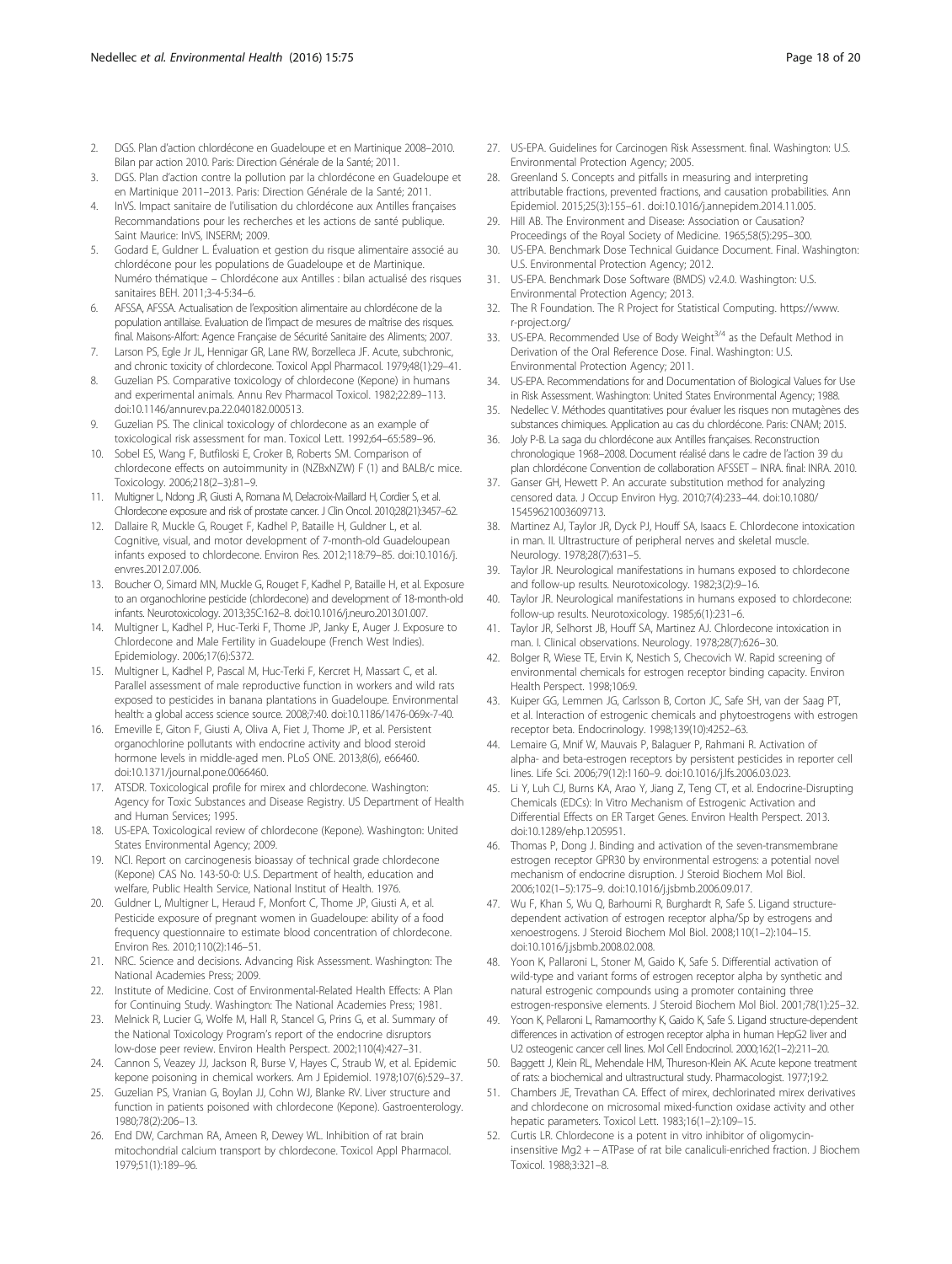2. DGS. Plan d'action chlordécone en Guadeloupe et en Martinique 2008–2010. Bilan par action 2010. Paris: Direction Générale de la Santé; 2011.
3. DGS. Plan d'action contre la pollution par la chlordécone en Guadeloupe et en Martinique 2011–2013. Paris: Direction Générale de la Santé; 2011.
4. InVS. Impact sanitaire de l'utilisation du chlordécone aux Antilles françaises Recommandations pour les recherches et les actions de santé publique. Saint Maurice: InVS, INSERM; 2009.
5. Godard E, Guldner L. Évaluation et gestion du risque alimentaire associé au chlordécone pour les populations de Guadeloupe et de Martinique. Numéro thématique – Chlordécone aux Antilles : bilan actualisé des risques sanitaires BEH. 2011;3-4-5:34–6.
6. AFSSA, AFSSA. Actualisation de l'exposition alimentaire au chlordécone de la population antillaise. Evaluation de l'impact de mesures de maîtrise des risques. final. Maisons-Alfort: Agence Française de Sécurité Sanitaire des Aliments; 2007.
7. Larson PS, Egle Jr JL, Hennigar GR, Lane RW, Borzelleca JF. Acute, subchronic, and chronic toxicity of chlordecone. Toxicol Appl Pharmacol. 1979;48(1):29–41.
8. Guzelian PS. Comparative toxicology of chlordecone (Kepone) in humans and experimental animals. Annu Rev Pharmacol Toxicol. 1982;22:89–113. doi:10.1146/annurev.pa.22.040182.000513.
9. Guzelian PS. The clinical toxicology of chlordecone as an example of toxicological risk assessment for man. Toxicol Lett. 1992;64–65:589–96.
10. Sobel ES, Wang F, Butfiloski E, Croker B, Roberts SM. Comparison of chlordecone effects on autoimmunity in (NZBxNZW) F (1) and BALB/c mice. Toxicology. 2006;218(2–3):81–9.
11. Multigner L, Ndong JR, Giusti A, Romana M, Delacroix-Maillard H, Cordier S, et al. Chlordecone exposure and risk of prostate cancer. J Clin Oncol. 2010;28(21):3457–62.
12. Dallaire R, Muckle G, Rouget F, Kadhel P, Bataille H, Guldner L, et al. Cognitive, visual, and motor development of 7-month-old Guadeloupean infants exposed to chlordecone. Environ Res. 2012;118:79–85. doi:10.1016/j.envres.2012.07.006.
13. Boucher O, Simard MN, Muckle G, Rouget F, Kadhel P, Bataille H, et al. Exposure to an organochlorine pesticide (chlordecone) and development of 18-month-old infants. Neurotoxicology. 2013;35C:162–8. doi:10.1016/j.neuro.2013.01.007.
14. Multigner L, Kadhel P, Huc-Terki F, Thome JP, Janky E, Auger J. Exposure to Chlordecone and Male Fertility in Guadeloupe (French West Indies). Epidemiology. 2006;17(6):S372.
15. Multigner L, Kadhel P, Pascal M, Huc-Terki F, Kercret H, Massart C, et al. Parallel assessment of male reproductive function in workers and wild rats exposed to pesticides in banana plantations in Guadeloupe. Environmental health: a global access science source. 2008;7:40. doi:10.1186/1476-069x-7-40.
16. Emeville E, Giton F, Giusti A, Oliva A, Fiet J, Thome JP, et al. Persistent organochlorine pollutants with endocrine activity and blood steroid hormone levels in middle-aged men. PLoS ONE. 2013;8(6), e66460. doi:10.1371/journal.pone.0066460.
17. ATSDR. Toxicological profile for mirex and chlordecone. Washington: Agency for Toxic Substances and Disease Registry. US Department of Health and Human Services; 1995.
18. US-EPA. Toxicological review of chlordecone (Kepone). Washington: United States Environmental Agency; 2009.
19. NCI. Report on carcinogenesis bioassay of technical grade chlordecone (Kepone) CAS No. 143-50-0: U.S. Department of health, education and welfare, Public Health Service, National Institut of Health. 1976.
20. Guldner L, Multigner L, Heraud F, Monfort C, Thome JP, Giusti A, et al. Pesticide exposure of pregnant women in Guadeloupe: ability of a food frequency questionnaire to estimate blood concentration of chlordecone. Environ Res. 2010;110(2):146–51.
21. NRC. Science and decisions. Advancing Risk Assessment. Washington: The National Academies Press; 2009.
22. Institute of Medicine. Cost of Environmental-Related Health Effects: A Plan for Continuing Study. Washington: The National Academies Press; 1981.
23. Melnick R, Lucier G, Wolfe M, Hall R, Stancel G, Prins G, et al. Summary of the National Toxicology Program's report of the endocrine disruptors low-dose peer review. Environ Health Perspect. 2002;110(4):427–31.
24. Cannon S, Veazey JJ, Jackson R, Burse V, Hayes C, Straub W, et al. Epidemic kepone poisoning in chemical workers. Am J Epidemiol. 1978;107(6):529–37.
25. Guzelian PS, Vranian G, Boylan JJ, Cohn WJ, Blanke RV. Liver structure and function in patients poisoned with chlordecone (Kepone). Gastroenterology. 1980;78(2):206–13.
26. End DW, Carchman RA, Ameen R, Dewey WL. Inhibition of rat brain mitochondrial calcium transport by chlordecone. Toxicol Appl Pharmacol. 1979;51(1):189–96.
27. US-EPA. Guidelines for Carcinogen Risk Assessment. final. Washington: U.S. Environmental Protection Agency; 2005.
28. Greenland S. Concepts and pitfalls in measuring and interpreting attributable fractions, prevented fractions, and causation probabilities. Ann Epidemiol. 2015;25(3):155–61. doi:10.1016/j.annepidem.2014.11.005.
29. Hill AB. The Environment and Disease: Association or Causation? Proceedings of the Royal Society of Medicine. 1965;58(5):295–300.
30. US-EPA. Benchmark Dose Technical Guidance Document. Final. Washington: U.S. Environmental Protection Agency; 2012.
31. US-EPA. Benchmark Dose Software (BMDS) v2.4.0. Washington: U.S. Environmental Protection Agency; 2013.
32. The R Foundation. The R Project for Statistical Computing. https://www.r-project.org/
33. US-EPA. Recommended Use of Body Weight$^{3/4}$ as the Default Method in Derivation of the Oral Reference Dose. Final. Washington: U.S. Environmental Protection Agency; 2011.
34. US-EPA. Recommendations for and Documentation of Biological Values for Use in Risk Assessment. Washington: United States Environmental Agency; 1988.
35. Nedellec V. Méthodes quantitatives pour évaluer les risques non mutagènes des substances chimiques. Application au cas du chlordécone. Paris: CNAM; 2015.
36. Joly P-B. La saga du chlordécone aux Antilles françaises. Reconstruction chronologique 1968–2008. Document réalisé dans le cadre de l'action 39 du plan chlordécone Convention de collaboration AFSSET – INRA. final: INRA. 2010.
37. Ganser GH, Hewett P. An accurate substitution method for analyzing censored data. J Occup Environ Hyg. 2010;7(4):233–44. doi:10.1080/15459621003609713.
38. Martinez AJ, Taylor JR, Dyck PJ, Houff SA, Isaacs E. Chlordecone intoxication in man. II. Ultrastructure of peripheral nerves and skeletal muscle. Neurology. 1978;28(7):631–5.
39. Taylor JR. Neurological manifestations in humans exposed to chlordecone and follow-up results. Neurotoxicology. 1982;3(2):9–16.
40. Taylor JR. Neurological manifestations in humans exposed to chlordecone: follow-up results. Neurotoxicology. 1985;6(1):231–6.
41. Taylor JR, Selhorst JB, Houff SA, Martinez AJ. Chlordecone intoxication in man. I. Clinical observations. Neurology. 1978;28(7):626–30.
42. Bolger R, Wiese TE, Ervin K, Nestich S, Checovich W. Rapid screening of environmental chemicals for estrogen receptor binding capacity. Environ Health Perspect. 1998;106:9.
43. Kuiper GG, Lemmen JG, Carlsson B, Corton JC, Safe SH, van der Saag PT, et al. Interaction of estrogenic chemicals and phytoestrogens with estrogen receptor beta. Endocrinology. 1998;139(10):4252–63.
44. Lemaire G, Mnif W, Mauvais P, Balaguer P, Rahmani R. Activation of alpha- and beta-estrogen receptors by persistent pesticides in reporter cell lines. Life Sci. 2006;79(12):1160–9. doi:10.1016/j.lfs.2006.03.023.
45. Li Y, Luh CJ, Burns KA, Arao Y, Jiang Z, Teng CT, et al. Endocrine-Disrupting Chemicals (EDCs): In Vitro Mechanism of Estrogenic Activation and Differential Effects on ER Target Genes. Environ Health Perspect. 2013. doi:10.1289/ehp.1205951.
46. Thomas P, Dong J. Binding and activation of the seven-transmembrane estrogen receptor GPR30 by environmental estrogens: a potential novel mechanism of endocrine disruption. J Steroid Biochem Mol Biol. 2006;102(1–5):175–9. doi:10.1016/j.jsbmb.2006.09.017.
47. Wu F, Khan S, Wu Q, Barhoumi R, Burghardt R, Safe S. Ligand structure-dependent activation of estrogen receptor alpha/Sp by estrogens and xenoestrogens. J Steroid Biochem Mol Biol. 2008;110(1–2):104–15. doi:10.1016/j.jsbmb.2008.02.008.
48. Yoon K, Pallaroni L, Stoner M, Gaido K, Safe S. Differential activation of wild-type and variant forms of estrogen receptor alpha by synthetic and natural estrogenic compounds using a promoter containing three estrogen-responsive elements. J Steroid Biochem Mol Biol. 2001;78(1):25–32.
49. Yoon K, Pellaroni L, Ramamoorthy K, Gaido K, Safe S. Ligand structure-dependent differences in activation of estrogen receptor alpha in human HepG2 liver and U2 osteogenic cancer cell lines. Mol Cell Endocrinol. 2000;162(1–2):211–20.
50. Baggett J, Klein RL, Mehendale HM, Thureson-Klein AK. Acute kepone treatment of rats: a biochemical and ultrastructural study. Pharmacologist. 1977;19:2.
51. Chambers JE, Trevathan CA. Effect of mirex, dechlorinated mirex derivatives and chlordecone on microsomal mixed-function oxidase activity and other hepatic parameters. Toxicol Lett. 1983;16(1–2):109–15.
52. Curtis LR. Chlordecone is a potent in vitro inhibitor of oligomycin-insensitive Mg2 + – ATPase of rat bile canaliculi-enriched fraction. J Biochem Toxicol. 1988;3:321–8.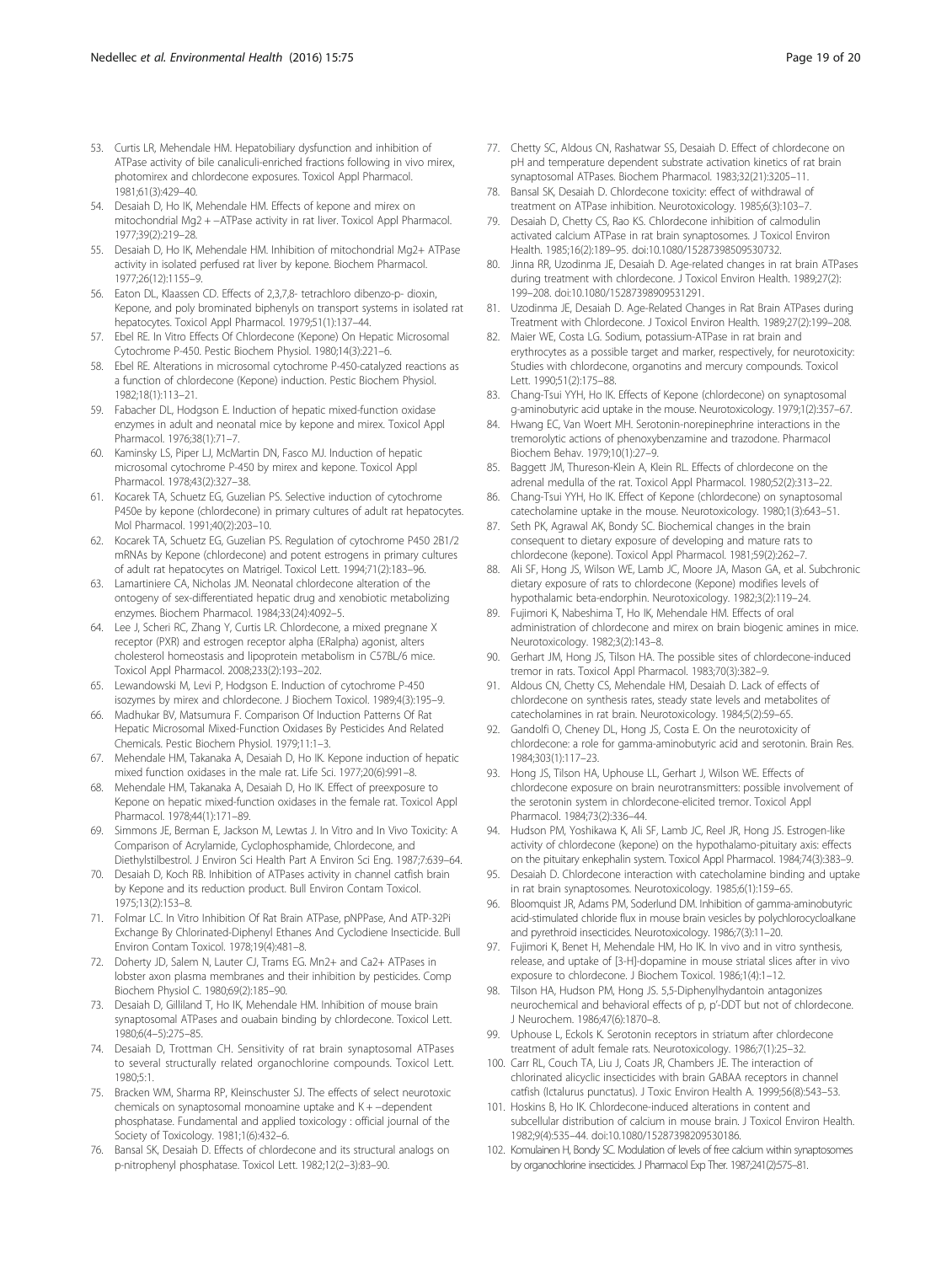53. Curtis LR, Mehendale HM. Hepatobiliary dysfunction and inhibition of ATPase activity of bile canaliculi-enriched fractions following in vivo mirex, photomirex and chlordecone exposures. Toxicol Appl Pharmacol. 1981;61(3):429–40.
54. Desaiah D, Ho IK, Mehendale HM. Effects of kepone and mirex on mitochondrial Mg2 + −ATPase activity in rat liver. Toxicol Appl Pharmacol. 1977;39(2):219–28.
55. Desaiah D, Ho IK, Mehendale HM. Inhibition of mitochondrial Mg2+ ATPase activity in isolated perfused rat liver by kepone. Biochem Pharmacol. 1977;26(12):1155–9.
56. Eaton DL, Klaassen CD. Effects of 2,3,7,8- tetrachloro dibenzo-p- dioxin, Kepone, and poly brominated biphenyls on transport systems in isolated rat hepatocytes. Toxicol Appl Pharmacol. 1979;51(1):137–44.
57. Ebel RE. In Vitro Effects Of Chlordecone (Kepone) On Hepatic Microsomal Cytochrome P-450. Pestic Biochem Physiol. 1980;14(3):221–6.
58. Ebel RE. Alterations in microsomal cytochrome P-450-catalyzed reactions as a function of chlordecone (Kepone) induction. Pestic Biochem Physiol. 1982;18(1):113–21.
59. Fabacher DL, Hodgson E. Induction of hepatic mixed-function oxidase enzymes in adult and neonatal mice by kepone and mirex. Toxicol Appl Pharmacol. 1976;38(1):71–7.
60. Kaminsky LS, Piper LJ, McMartin DN, Fasco MJ. Induction of hepatic microsomal cytochrome P-450 by mirex and kepone. Toxicol Appl Pharmacol. 1978;43(2):327–38.
61. Kocarek TA, Schuetz EG, Guzelian PS. Selective induction of cytochrome P450e by kepone (chlordecone) in primary cultures of adult rat hepatocytes. Mol Pharmacol. 1991;40(2):203–10.
62. Kocarek TA, Schuetz EG, Guzelian PS. Regulation of cytochrome P450 2B1/2 mRNAs by Kepone (chlordecone) and potent estrogens in primary cultures of adult rat hepatocytes on Matrigel. Toxicol Lett. 1994;71(2):183–96.
63. Lamartiniere CA, Nicholas JM. Neonatal chlordecone alteration of the ontogeny of sex-differentiated hepatic drug and xenobiotic metabolizing enzymes. Biochem Pharmacol. 1984;33(24):4092–5.
64. Lee J, Scheri RC, Zhang Y, Curtis LR. Chlordecone, a mixed pregnane X receptor (PXR) and estrogen receptor alpha (ERalpha) agonist, alters cholesterol homeostasis and lipoprotein metabolism in C57BL/6 mice. Toxicol Appl Pharmacol. 2008;233(2):193–202.
65. Lewandowski M, Levi P, Hodgson E. Induction of cytochrome P-450 isozymes by mirex and chlordecone. J Biochem Toxicol. 1989;4(3):195–9.
66. Madhukar BV, Matsumura F. Comparison Of Induction Patterns Of Rat Hepatic Microsomal Mixed-Function Oxidases By Pesticides And Related Chemicals. Pestic Biochem Physiol. 1979;11:1–3.
67. Mehendale HM, Takanaka A, Desaiah D, Ho IK. Kepone induction of hepatic mixed function oxidases in the male rat. Life Sci. 1977;20(6):991–8.
68. Mehendale HM, Takanaka A, Desaiah D, Ho IK. Effect of preexposure to Kepone on hepatic mixed-function oxidases in the female rat. Toxicol Appl Pharmacol. 1978;44(1):171–89.
69. Simmons JE, Berman E, Jackson M, Lewtas J. In Vitro and In Vivo Toxicity: A Comparison of Acrylamide, Cyclophosphamide, Chlordecone, and Diethylstilbestrol. J Environ Sci Health Part A Environ Sci Eng. 1987;7:639–64.
70. Desaiah D, Koch RB. Inhibition of ATPases activity in channel catfish brain by Kepone and its reduction product. Bull Environ Contam Toxicol. 1975;13(2):153–8.
71. Folmar LC. In Vitro Inhibition Of Rat Brain ATPase, pNPPase, And ATP-32Pi Exchange By Chlorinated-Diphenyl Ethanes And Cyclodiene Insecticide. Bull Environ Contam Toxicol. 1978;19(4):481–8.
72. Doherty JD, Salem N, Lauter CJ, Trams EG. Mn2+ and Ca2+ ATPases in lobster axon plasma membranes and their inhibition by pesticides. Comp Biochem Physiol C. 1980;69(2):185–90.
73. Desaiah D, Gilliland T, Ho IK, Mehendale HM. Inhibition of mouse brain synaptosomal ATPases and ouabain binding by chlordecone. Toxicol Lett. 1980;6(4–5):275–85.
74. Desaiah D, Trottman CH. Sensitivity of rat brain synaptosomal ATPases to several structurally related organochlorine compounds. Toxicol Lett. 1980;5:1.
75. Bracken WM, Sharma RP, Kleinschuster SJ. The effects of select neurotoxic chemicals on synaptosomal monoamine uptake and K + −dependent phosphatase. Fundamental and applied toxicology : official journal of the Society of Toxicology. 1981;1(6):432–6.
76. Bansal SK, Desaiah D. Effects of chlordecone and its structural analogs on p-nitrophenyl phosphatase. Toxicol Lett. 1982;12(2–3):83–90.
77. Chetty SC, Aldous CN, Rashatwar SS, Desaiah D. Effect of chlordecone on pH and temperature dependent substrate activation kinetics of rat brain synaptosomal ATPases. Biochem Pharmacol. 1983;32(21):3205–11.
78. Bansal SK, Desaiah D. Chlordecone toxicity: effect of withdrawal of treatment on ATPase inhibition. Neurotoxicology. 1985;6(3):103–7.
79. Desaiah D, Chetty CS, Rao KS. Chlordecone inhibition of calmodulin activated calcium ATPase in rat brain synaptosomes. J Toxicol Environ Health. 1985;16(2):189–95. doi:10.1080/15287398509530732.
80. Jinna RR, Uzodinma JE, Desaiah D. Age-related changes in rat brain ATPases during treatment with chlordecone. J Toxicol Environ Health. 1989;27(2): 199–208. doi:10.1080/15287398909531291.
81. Uzodinma JE, Desaiah D. Age-Related Changes in Rat Brain ATPases during Treatment with Chlordecone. J Toxicol Environ Health. 1989;27(2):199–208.
82. Maier WE, Costa LG. Sodium, potassium-ATPase in rat brain and erythrocytes as a possible target and marker, respectively, for neurotoxicity: Studies with chlordecone, organotins and mercury compounds. Toxicol Lett. 1990;51(2):175–88.
83. Chang-Tsui YYH, Ho IK. Effects of Kepone (chlordecone) on synaptosomal g-aminobutyric acid uptake in the mouse. Neurotoxicology. 1979;1(2):357–67.
84. Hwang EC, Van Woert MH. Serotonin-norepinephrine interactions in the tremorolytic actions of phenoxybenzamine and trazodone. Pharmacol Biochem Behav. 1979;10(1):27–9.
85. Baggett JM, Thureson-Klein A, Klein RL. Effects of chlordecone on the adrenal medulla of the rat. Toxicol Appl Pharmacol. 1980;52(2):313–22.
86. Chang-Tsui YYH, Ho IK. Effect of Kepone (chlordecone) on synaptosomal catecholamine uptake in the mouse. Neurotoxicology. 1980;1(3):643–51.
87. Seth PK, Agrawal AK, Bondy SC. Biochemical changes in the brain consequent to dietary exposure of developing and mature rats to chlordecone (kepone). Toxicol Appl Pharmacol. 1981;59(2):262–7.
88. Ali SF, Hong JS, Wilson WE, Lamb JC, Moore JA, Mason GA, et al. Subchronic dietary exposure of rats to chlordecone (Kepone) modifies levels of hypothalamic beta-endorphin. Neurotoxicology. 1982;3(2):119–24.
89. Fujimori K, Nabeshima T, Ho IK, Mehendale HM. Effects of oral administration of chlordecone and mirex on brain biogenic amines in mice. Neurotoxicology. 1982;3(2):143–8.
90. Gerhart JM, Hong JS, Tilson HA. The possible sites of chlordecone-induced tremor in rats. Toxicol Appl Pharmacol. 1983;70(3):382–9.
91. Aldous CN, Chetty CS, Mehendale HM, Desaiah D. Lack of effects of chlordecone on synthesis rates, steady state levels and metabolites of catecholamines in rat brain. Neurotoxicology. 1984;5(2):59–65.
92. Gandolfi O, Cheney DL, Hong JS, Costa E. On the neurotoxicity of chlordecone: a role for gamma-aminobutyric acid and serotonin. Brain Res. 1984;303(1):117–23.
93. Hong JS, Tilson HA, Uphouse LL, Gerhart J, Wilson WE. Effects of chlordecone exposure on brain neurotransmitters: possible involvement of the serotonin system in chlordecone-elicited tremor. Toxicol Appl Pharmacol. 1984;73(2):336–44.
94. Hudson PM, Yoshikawa K, Ali SF, Lamb JC, Reel JR, Hong JS. Estrogen-like activity of chlordecone (kepone) on the hypothalamo-pituitary axis: effects on the pituitary enkephalin system. Toxicol Appl Pharmacol. 1984;74(3):383–9.
95. Desaiah D. Chlordecone interaction with catecholamine binding and uptake in rat brain synaptosomes. Neurotoxicology. 1985;6(1):159–65.
96. Bloomquist JR, Adams PM, Soderlund DM. Inhibition of gamma-aminobutyric acid-stimulated chloride flux in mouse brain vesicles by polychlorocycloalkane and pyrethroid insecticides. Neurotoxicology. 1986;7(3):11–20.
97. Fujimori K, Benet H, Mehendale HM, Ho IK. In vivo and in vitro synthesis, release, and uptake of [3-H]-dopamine in mouse striatal slices after in vivo exposure to chlordecone. J Biochem Toxicol. 1986;1(4):1–12.
98. Tilson HA, Hudson PM, Hong JS. 5,5-Diphenylhydantoin antagonizes neurochemical and behavioral effects of p, p'-DDT but not of chlordecone. J Neurochem. 1986;47(6):1870–8.
99. Uphouse L, Eckols K. Serotonin receptors in striatum after chlordecone treatment of adult female rats. Neurotoxicology. 1986;7(1):25–32.
100. Carr RL, Couch TA, Liu J, Coats JR, Chambers JE. The interaction of chlorinated alicyclic insecticides with brain GABAA receptors in channel catfish (Ictalurus punctatus). J Toxic Environ Health A. 1999;56(8):543–53.
101. Hoskins B, Ho IK. Chlordecone-induced alterations in content and subcellular distribution of calcium in mouse brain. J Toxicol Environ Health. 1982;9(4):535–44. doi:10.1080/15287398209530186.
102. Komulainen H, Bondy SC. Modulation of levels of free calcium within synaptosomes by organochlorine insecticides. J Pharmacol Exp Ther. 1987;241(2):575–81.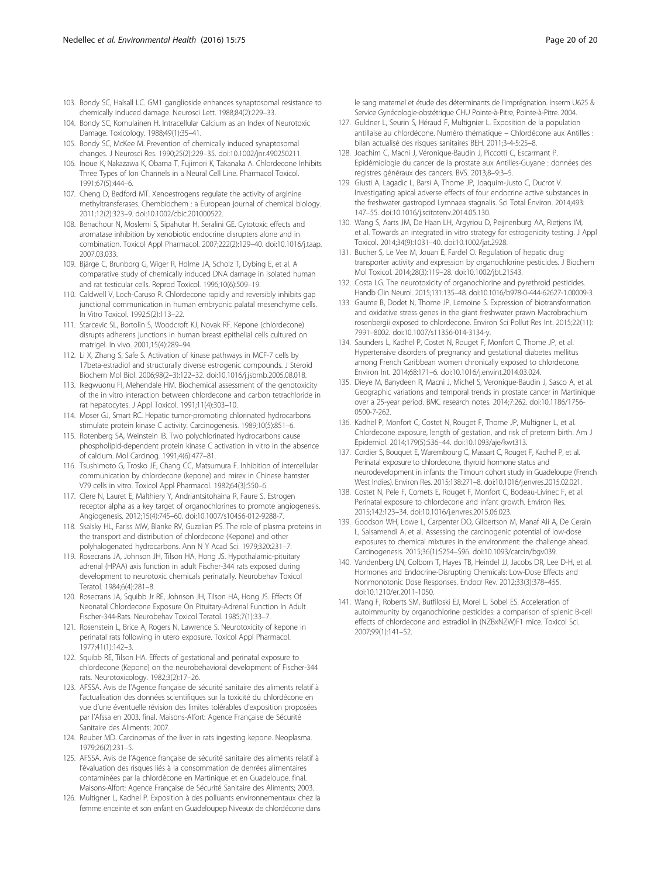103. Bondy SC, Halsall LC. GM1 ganglioside enhances synaptosomal resistance to chemically induced damage. Neurosci Lett. 1988;84(2):229–33.
104. Bondy SC, Komulainen H. Intracellular Calcium as an Index of Neurotoxic Damage. Toxicology. 1988;49(1):35–41.
105. Bondy SC, McKee M. Prevention of chemically induced synaptosomal changes. J Neurosci Res. 1990;25(2):229–35. doi:10.1002/jnr.490250211.
106. Inoue K, Nakazawa K, Obama T, Fujimori K, Takanaka A. Chlordecone Inhibits Three Types of Ion Channels in a Neural Cell Line. Pharmacol Toxicol. 1991;67(5):444–6.
107. Cheng D, Bedford MT. Xenoestrogens regulate the activity of arginine methyltransferases. Chembiochem : a European journal of chemical biology. 2011;12(2):323–9. doi:10.1002/cbic.201000522.
108. Benachour N, Moslemi S, Sipahutar H, Seralini GE. Cytotoxic effects and aromatase inhibition by xenobiotic endocrine disrupters alone and in combination. Toxicol Appl Pharmacol. 2007;222(2):129–40. doi:10.1016/j.taap.2007.03.033.
109. Bjårge C, Brunborg G, Wiger R, Holme JA, Scholz T, Dybing E, et al. A comparative study of chemically induced DNA damage in isolated human and rat testicular cells. Reprod Toxicol. 1996;10(6):509–19.
110. Caldwell V, Loch-Caruso R. Chlordecone rapidly and reversibly inhibits gap junctional communication in human embryonic palatal mesenchyme cells. In Vitro Toxicol. 1992;5(2):113–22.
111. Starcevic SL, Bortolin S, Woodcroft KJ, Novak RF. Kepone (chlordecone) disrupts adherens junctions in human breast epithelial cells cultured on matrigel. In vivo. 2001;15(4):289–94.
112. Li X, Zhang S, Safe S. Activation of kinase pathways in MCF-7 cells by 17beta-estradiol and structurally diverse estrogenic compounds. J Steroid Biochem Mol Biol. 2006;98(2–3):122–32. doi:10.1016/j.jsbmb.2005.08.018.
113. Ikegwuonu FI, Mehendale HM. Biochemical assessment of the genotoxicity of the in vitro interaction between chlordecone and carbon tetrachloride in rat hepatocytes. J Appl Toxicol. 1991;11(4):303–10.
114. Moser GJ, Smart RC. Hepatic tumor-promoting chlorinated hydrocarbons stimulate protein kinase C activity. Carcinogenesis. 1989;10(5):851–6.
115. Rotenberg SA, Weinstein IB. Two polychlorinated hydrocarbons cause phospholipid-dependent protein kinase C activation in vitro in the absence of calcium. Mol Carcinog. 1991;4(6):477–81.
116. Tsushimoto G, Trosko JE, Chang CC, Matsumura F. Inhibition of intercellular communication by chlordecone (kepone) and mirex in Chinese hamster V79 cells in vitro. Toxicol Appl Pharmacol. 1982;64(3):550–6.
117. Clere N, Lauret E, Malthiery Y, Andriantsitohaina R, Faure S. Estrogen receptor alpha as a key target of organochlorines to promote angiogenesis. Angiogenesis. 2012;15(4):745–60. doi:10.1007/s10456-012-9288-7.
118. Skalsky HL, Fariss MW, Blanke RV, Guzelian PS. The role of plasma proteins in the transport and distribution of chlordecone (Kepone) and other polyhalogenated hydrocarbons. Ann N Y Acad Sci. 1979;320:231–7.
119. Rosecrans JA, Johnson JH, Tilson HA, Hong JS. Hypothalamic-pituitary adrenal (HPAA) axis function in adult Fischer-344 rats exposed during development to neurotoxic chemicals perinatally. Neurobehav Toxicol Teratol. 1984;6(4):281–8.
120. Rosecrans JA, Squibb Jr RE, Johnson JH, Tilson HA, Hong JS. Effects Of Neonatal Chlordecone Exposure On Pituitary-Adrenal Function In Adult Fischer-344-Rats. Neurobehav Toxicol Teratol. 1985;7(1):33–7.
121. Rosenstein L, Brice A, Rogers N, Lawrence S. Neurotoxicity of kepone in perinatal rats following in utero exposure. Toxicol Appl Pharmacol. 1977;41(1):142–3.
122. Squibb RE, Tilson HA. Effects of gestational and perinatal exposure to chlordecone (Kepone) on the neurobehavioral development of Fischer-344 rats. Neurotoxicology. 1982;3(2):17–26.
123. AFSSA. Avis de l'Agence française de sécurité sanitaire des aliments relatif à l'actualisation des données scientifiques sur la toxicité du chlordécone en vue d'une éventuelle révision des limites tolérables d'exposition proposées par l'Afssa en 2003. final. Maisons-Alfort: Agence Française de Sécurité Sanitaire des Aliments; 2007.
124. Reuber MD. Carcinomas of the liver in rats ingesting kepone. Neoplasma. 1979;26(2):231–5.
125. AFSSA. Avis de l'Agence française de sécurité sanitaire des aliments relatif à l'évaluation des risques liés à la consommation de denrées alimentaires contaminées par la chlordécone en Martinique et en Guadeloupe. final. Maisons-Alfort: Agence Française de Sécurité Sanitaire des Aliments; 2003.
126. Multigner L, Kadhel P. Exposition à des polluants environnementaux chez la femme enceinte et son enfant en Guadeloupep Niveaux de chlordécone dans le sang maternel et étude des déterminants de l'imprégnation. Inserm U625 & Service Gynécologie-obstétrique CHU Pointe-à-Pitre, Pointe-à-Pitre. 2004.
127. Guldner L, Seurin S, Héraud F, Multignier L. Exposition de la population antillaise au chlordécone. Numéro thématique – Chlordécone aux Antilles : bilan actualisé des risques sanitaires BEH. 2011;3-4-5:25–8.
128. Joachim C, Macni J, Véronique-Baudin J, Piccotti C, Escarmant P. Epidémiologie du cancer de la prostate aux Antilles-Guyane : données des registres généraux des cancers. BVS. 2013;8–9:3–5.
129. Giusti A, Lagadic L, Barsi A, Thome JP, Joaquim-Justo C, Ducrot V. Investigating apical adverse effects of four endocrine active substances in the freshwater gastropod Lymnaea stagnalis. Sci Total Environ. 2014;493:147–55. doi:10.1016/j.scitotenv.2014.05.130.
130. Wang S, Aarts JM, De Haan LH, Argyriou D, Peijnenburg AA, Rietjens IM, et al. Towards an integrated in vitro strategy for estrogenicity testing. J Appl Toxicol. 2014;34(9):1031–40. doi:10.1002/jat.2928.
131. Bucher S, Le Vee M, Jouan E, Fardel O. Regulation of hepatic drug transporter activity and expression by organochlorine pesticides. J Biochem Mol Toxicol. 2014;28(3):119–28. doi:10.1002/jbt.21543.
132. Costa LG. The neurotoxicity of organochlorine and pyrethroid pesticides. Handb Clin Neurol. 2015;131:135–48. doi:10.1016/b978-0-444-62627-1.00009-3.
133. Gaume B, Dodet N, Thome JP, Lemoine S. Expression of biotransformation and oxidative stress genes in the giant freshwater prawn Macrobrachium rosenbergii exposed to chlordecone. Environ Sci Pollut Res Int. 2015;22(11):7991–8002. doi:10.1007/s11356-014-3134-y.
134. Saunders L, Kadhel P, Costet N, Rouget F, Monfort C, Thome JP, et al. Hypertensive disorders of pregnancy and gestational diabetes mellitus among French Caribbean women chronically exposed to chlordecone. Environ Int. 2014;68:171–6. doi:10.1016/j.envint.2014.03.024.
135. Dieye M, Banydeen R, Macni J, Michel S, Veronique-Baudin J, Sasco A, et al. Geographic variations and temporal trends in prostate cancer in Martinique over a 25-year period. BMC research notes. 2014;7:262. doi:10.1186/1756-0500-7-262.
136. Kadhel P, Monfort C, Costet N, Rouget F, Thome JP, Multigner L, et al. Chlordecone exposure, length of gestation, and risk of preterm birth. Am J Epidemiol. 2014;179(5):536–44. doi:10.1093/aje/kwt313.
137. Cordier S, Bouquet E, Warembourg C, Massart C, Rouget F, Kadhel P, et al. Perinatal exposure to chlordecone, thyroid hormone status and neurodevelopment in infants: the Timoun cohort study in Guadeloupe (French West Indies). Environ Res. 2015;138:271–8. doi:10.1016/j.envres.2015.02.021.
138. Costet N, Pele F, Comets E, Rouget F, Monfort C, Bodeau-Livinec F, et al. Perinatal exposure to chlordecone and infant growth. Environ Res. 2015;142:123–34. doi:10.1016/j.envres.2015.06.023.
139. Goodson WH, Lowe L, Carpenter DO, Gilbertson M, Manaf Ali A, De Cerain L, Salsamendi A, et al. Assessing the carcinogenic potential of low-dose exposures to chemical mixtures in the environment: the challenge ahead. Carcinogenesis. 2015;36(1):S254–S96. doi:10.1093/carcin/bgv039.
140. Vandenberg LN, Colborn T, Hayes TB, Heindel JJ, Jacobs DR, Lee D-H, et al. Hormones and Endocrine-Disrupting Chemicals: Low-Dose Effects and Nonmonotonic Dose Responses. Endocr Rev. 2012;33(3):378–455. doi:10.1210/er.2011-1050.
141. Wang F, Roberts SM, Butfiloski EJ, Morel L, Sobel ES. Acceleration of autoimmunity by organochlorine pesticides: a comparison of splenic B-cell effects of chlordecone and estradiol in (NZBxNZW)F1 mice. Toxicol Sci. 2007;99(1):141–52.